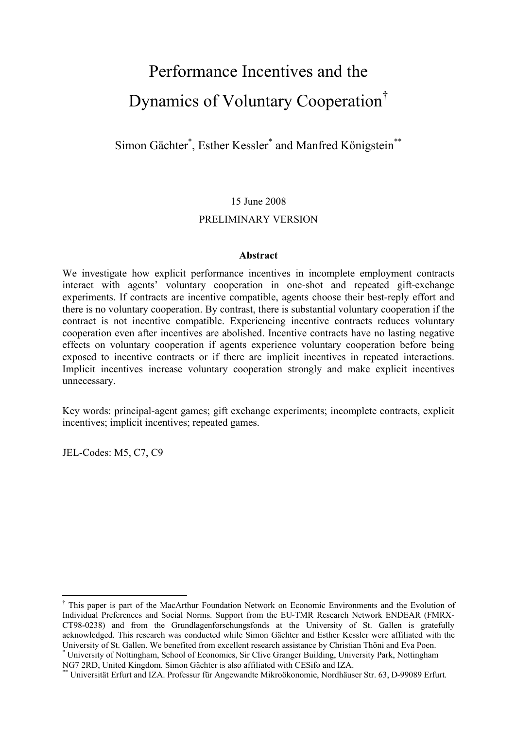# Performance Incentives and the Dynamics of Voluntary Cooperation[†]

Simon Gächter[*], Esther Kessler[*] and Manfred Königstein[**]

15 June 2008

PRELIMINARY VERSION

**Abstract**

We investigate how explicit performance incentives in incomplete employment contracts interact with agents' voluntary cooperation in one-shot and repeated gift-exchange experiments. If contracts are incentive compatible, agents choose their best-reply effort and there is no voluntary cooperation. By contrast, there is substantial voluntary cooperation if the contract is not incentive compatible. Experiencing incentive contracts reduces voluntary cooperation even after incentives are abolished. Incentive contracts have no lasting negative effects on voluntary cooperation if agents experience voluntary cooperation before being exposed to incentive contracts or if there are implicit incentives in repeated interactions. Implicit incentives increase voluntary cooperation strongly and make explicit incentives unnecessary.

Key words: principal-agent games; gift exchange experiments; incomplete contracts, explicit incentives; implicit incentives; repeated games.

JEL-Codes: M5, C7, C9

---

[†] This paper is part of the MacArthur Foundation Network on Economic Environments and the Evolution of Individual Preferences and Social Norms. Support from the EU-TMR Research Network ENDEAR (FMRX-CT98-0238) and from the Grundlagenforschungsfonds at the University of St. Gallen is gratefully acknowledged. This research was conducted while Simon Gächter and Esther Kessler were affiliated with the University of St. Gallen. We benefited from excellent research assistance by Christian Thöni and Eva Poen.

[*] University of Nottingham, School of Economics, Sir Clive Granger Building, University Park, Nottingham NG7 2RD, United Kingdom. Simon Gächter is also affiliated with CESifo and IZA.

[**] Universität Erfurt and IZA. Professur für Angewandte Mikroökonomie, Nordhäuser Str. 63, D-99089 Erfurt.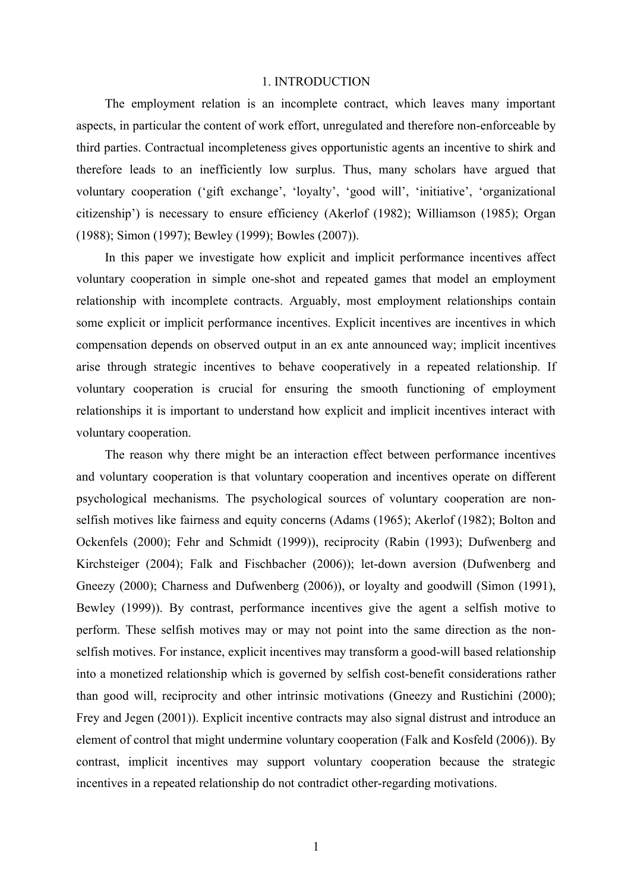# 1. INTRODUCTION

The employment relation is an incomplete contract, which leaves many important aspects, in particular the content of work effort, unregulated and therefore non-enforceable by third parties. Contractual incompleteness gives opportunistic agents an incentive to shirk and therefore leads to an inefficiently low surplus. Thus, many scholars have argued that voluntary cooperation ('gift exchange', 'loyalty', 'good will', 'initiative', 'organizational citizenship') is necessary to ensure efficiency (Akerlof (1982); Williamson (1985); Organ (1988); Simon (1997); Bewley (1999); Bowles (2007)).

In this paper we investigate how explicit and implicit performance incentives affect voluntary cooperation in simple one-shot and repeated games that model an employment relationship with incomplete contracts. Arguably, most employment relationships contain some explicit or implicit performance incentives. Explicit incentives are incentives in which compensation depends on observed output in an ex ante announced way; implicit incentives arise through strategic incentives to behave cooperatively in a repeated relationship. If voluntary cooperation is crucial for ensuring the smooth functioning of employment relationships it is important to understand how explicit and implicit incentives interact with voluntary cooperation.

The reason why there might be an interaction effect between performance incentives and voluntary cooperation is that voluntary cooperation and incentives operate on different psychological mechanisms. The psychological sources of voluntary cooperation are non-selfish motives like fairness and equity concerns (Adams (1965); Akerlof (1982); Bolton and Ockenfels (2000); Fehr and Schmidt (1999)), reciprocity (Rabin (1993); Dufwenberg and Kirchsteiger (2004); Falk and Fischbacher (2006)); let-down aversion (Dufwenberg and Gneezy (2000); Charness and Dufwenberg (2006)), or loyalty and goodwill (Simon (1991), Bewley (1999)). By contrast, performance incentives give the agent a selfish motive to perform. These selfish motives may or may not point into the same direction as the non-selfish motives. For instance, explicit incentives may transform a good-will based relationship into a monetized relationship which is governed by selfish cost-benefit considerations rather than good will, reciprocity and other intrinsic motivations (Gneezy and Rustichini (2000); Frey and Jegen (2001)). Explicit incentive contracts may also signal distrust and introduce an element of control that might undermine voluntary cooperation (Falk and Kosfeld (2006)). By contrast, implicit incentives may support voluntary cooperation because the strategic incentives in a repeated relationship do not contradict other-regarding motivations.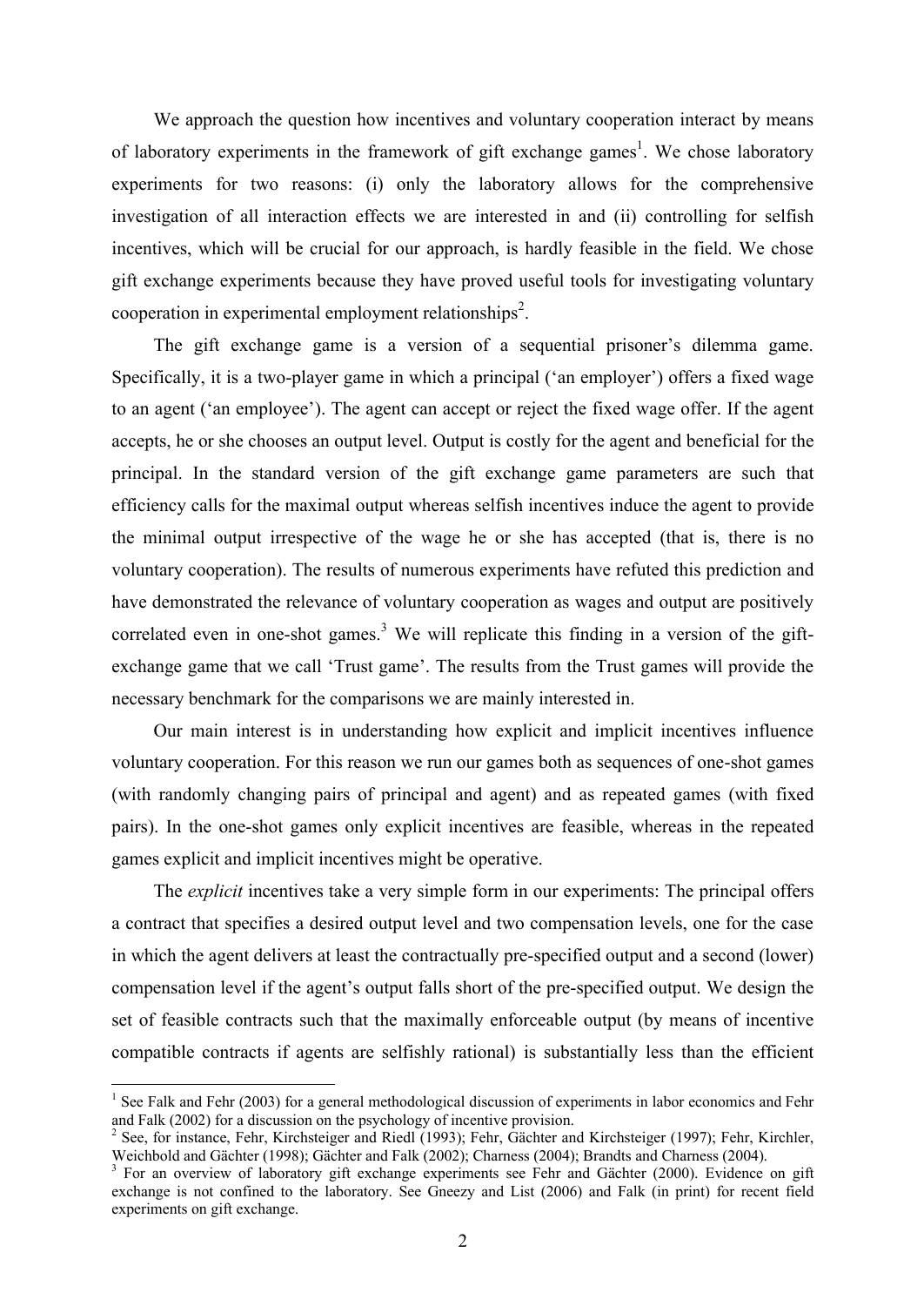We approach the question how incentives and voluntary cooperation interact by means of laboratory experiments in the framework of gift exchange games[1]. We chose laboratory experiments for two reasons: (i) only the laboratory allows for the comprehensive investigation of all interaction effects we are interested in and (ii) controlling for selfish incentives, which will be crucial for our approach, is hardly feasible in the field. We chose gift exchange experiments because they have proved useful tools for investigating voluntary cooperation in experimental employment relationships[2].

The gift exchange game is a version of a sequential prisoner's dilemma game. Specifically, it is a two-player game in which a principal ('an employer') offers a fixed wage to an agent ('an employee'). The agent can accept or reject the fixed wage offer. If the agent accepts, he or she chooses an output level. Output is costly for the agent and beneficial for the principal. In the standard version of the gift exchange game parameters are such that efficiency calls for the maximal output whereas selfish incentives induce the agent to provide the minimal output irrespective of the wage he or she has accepted (that is, there is no voluntary cooperation). The results of numerous experiments have refuted this prediction and have demonstrated the relevance of voluntary cooperation as wages and output are positively correlated even in one-shot games.[3] We will replicate this finding in a version of the gift-exchange game that we call 'Trust game'. The results from the Trust games will provide the necessary benchmark for the comparisons we are mainly interested in.

Our main interest is in understanding how explicit and implicit incentives influence voluntary cooperation. For this reason we run our games both as sequences of one-shot games (with randomly changing pairs of principal and agent) and as repeated games (with fixed pairs). In the one-shot games only explicit incentives are feasible, whereas in the repeated games explicit and implicit incentives might be operative.

The *explicit* incentives take a very simple form in our experiments: The principal offers a contract that specifies a desired output level and two compensation levels, one for the case in which the agent delivers at least the contractually pre-specified output and a second (lower) compensation level if the agent's output falls short of the pre-specified output. We design the set of feasible contracts such that the maximally enforceable output (by means of incentive compatible contracts if agents are selfishly rational) is substantially less than the efficient

---

[1] See Falk and Fehr (2003) for a general methodological discussion of experiments in labor economics and Fehr and Falk (2002) for a discussion on the psychology of incentive provision.

[2] See, for instance, Fehr, Kirchsteiger and Riedl (1993); Fehr, Gächter and Kirchsteiger (1997); Fehr, Kirchler, Weichbold and Gächter (1998); Gächter and Falk (2002); Charness (2004); Brandts and Charness (2004).

[3] For an overview of laboratory gift exchange experiments see Fehr and Gächter (2000). Evidence on gift exchange is not confined to the laboratory. See Gneezy and List (2006) and Falk (in print) for recent field experiments on gift exchange.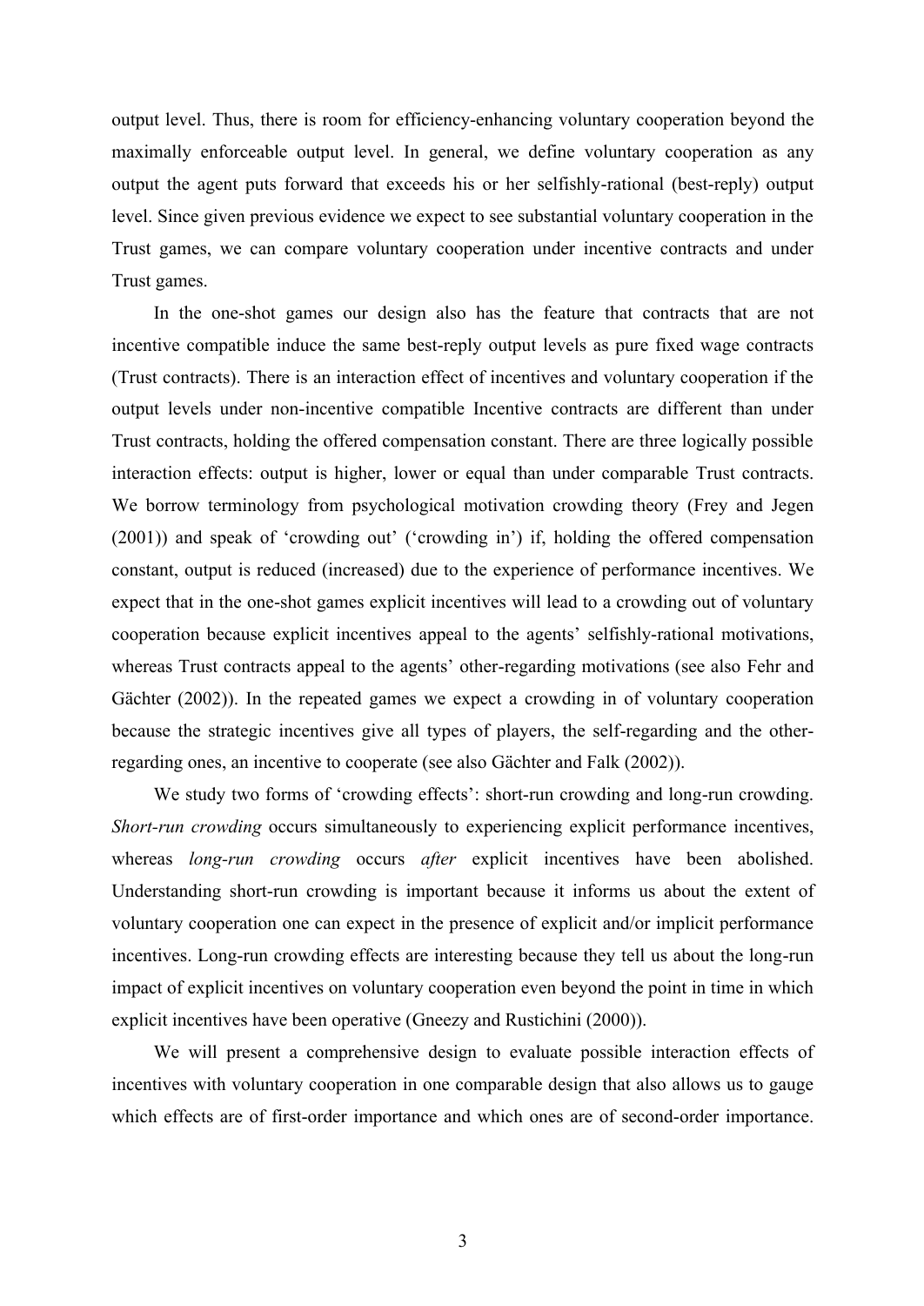output level. Thus, there is room for efficiency-enhancing voluntary cooperation beyond the maximally enforceable output level. In general, we define voluntary cooperation as any output the agent puts forward that exceeds his or her selfishly-rational (best-reply) output level. Since given previous evidence we expect to see substantial voluntary cooperation in the Trust games, we can compare voluntary cooperation under incentive contracts and under Trust games.

In the one-shot games our design also has the feature that contracts that are not incentive compatible induce the same best-reply output levels as pure fixed wage contracts (Trust contracts). There is an interaction effect of incentives and voluntary cooperation if the output levels under non-incentive compatible Incentive contracts are different than under Trust contracts, holding the offered compensation constant. There are three logically possible interaction effects: output is higher, lower or equal than under comparable Trust contracts. We borrow terminology from psychological motivation crowding theory (Frey and Jegen (2001)) and speak of 'crowding out' ('crowding in') if, holding the offered compensation constant, output is reduced (increased) due to the experience of performance incentives. We expect that in the one-shot games explicit incentives will lead to a crowding out of voluntary cooperation because explicit incentives appeal to the agents' selfishly-rational motivations, whereas Trust contracts appeal to the agents' other-regarding motivations (see also Fehr and Gächter (2002)). In the repeated games we expect a crowding in of voluntary cooperation because the strategic incentives give all types of players, the self-regarding and the other-regarding ones, an incentive to cooperate (see also Gächter and Falk (2002)).

We study two forms of 'crowding effects': short-run crowding and long-run crowding. *Short-run crowding* occurs simultaneously to experiencing explicit performance incentives, whereas *long-run crowding* occurs *after* explicit incentives have been abolished. Understanding short-run crowding is important because it informs us about the extent of voluntary cooperation one can expect in the presence of explicit and/or implicit performance incentives. Long-run crowding effects are interesting because they tell us about the long-run impact of explicit incentives on voluntary cooperation even beyond the point in time in which explicit incentives have been operative (Gneezy and Rustichini (2000)).

We will present a comprehensive design to evaluate possible interaction effects of incentives with voluntary cooperation in one comparable design that also allows us to gauge which effects are of first-order importance and which ones are of second-order importance.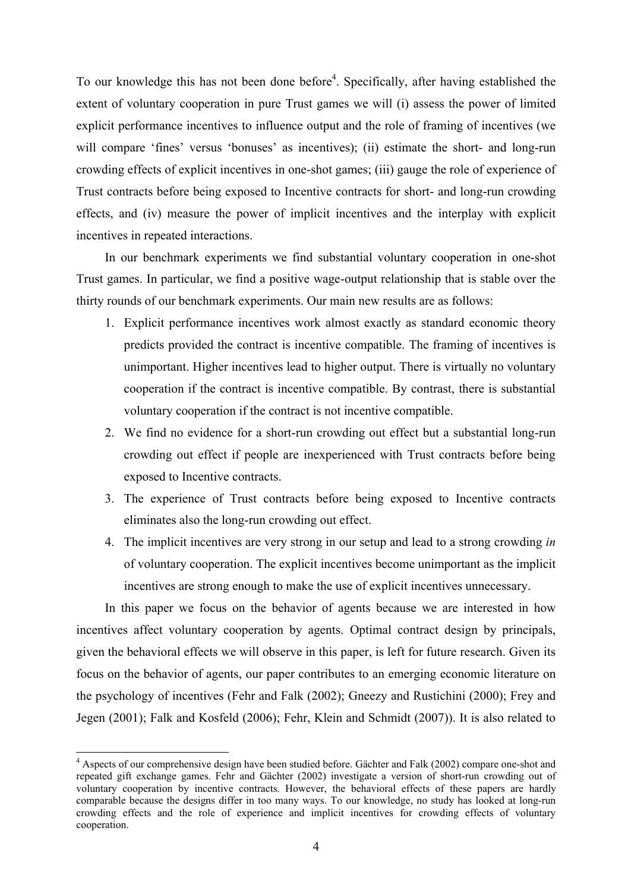To our knowledge this has not been done before[4]. Specifically, after having established the extent of voluntary cooperation in pure Trust games we will (i) assess the power of limited explicit performance incentives to influence output and the role of framing of incentives (we will compare 'fines' versus 'bonuses' as incentives); (ii) estimate the short- and long-run crowding effects of explicit incentives in one-shot games; (iii) gauge the role of experience of Trust contracts before being exposed to Incentive contracts for short- and long-run crowding effects, and (iv) measure the power of implicit incentives and the interplay with explicit incentives in repeated interactions.

In our benchmark experiments we find substantial voluntary cooperation in one-shot Trust games. In particular, we find a positive wage-output relationship that is stable over the thirty rounds of our benchmark experiments. Our main new results are as follows:

1. Explicit performance incentives work almost exactly as standard economic theory predicts provided the contract is incentive compatible. The framing of incentives is unimportant. Higher incentives lead to higher output. There is virtually no voluntary cooperation if the contract is incentive compatible. By contrast, there is substantial voluntary cooperation if the contract is not incentive compatible.
2. We find no evidence for a short-run crowding out effect but a substantial long-run crowding out effect if people are inexperienced with Trust contracts before being exposed to Incentive contracts.
3. The experience of Trust contracts before being exposed to Incentive contracts eliminates also the long-run crowding out effect.
4. The implicit incentives are very strong in our setup and lead to a strong crowding *in* of voluntary cooperation. The explicit incentives become unimportant as the implicit incentives are strong enough to make the use of explicit incentives unnecessary.

In this paper we focus on the behavior of agents because we are interested in how incentives affect voluntary cooperation by agents. Optimal contract design by principals, given the behavioral effects we will observe in this paper, is left for future research. Given its focus on the behavior of agents, our paper contributes to an emerging economic literature on the psychology of incentives (Fehr and Falk (2002); Gneezy and Rustichini (2000); Frey and Jegen (2001); Falk and Kosfeld (2006); Fehr, Klein and Schmidt (2007)). It is also related to

[4] Aspects of our comprehensive design have been studied before. Gächter and Falk (2002) compare one-shot and repeated gift exchange games. Fehr and Gächter (2002) investigate a version of short-run crowding out of voluntary cooperation by incentive contracts. However, the behavioral effects of these papers are hardly comparable because the designs differ in too many ways. To our knowledge, no study has looked at long-run crowding effects and the role of experience and implicit incentives for crowding effects of voluntary cooperation.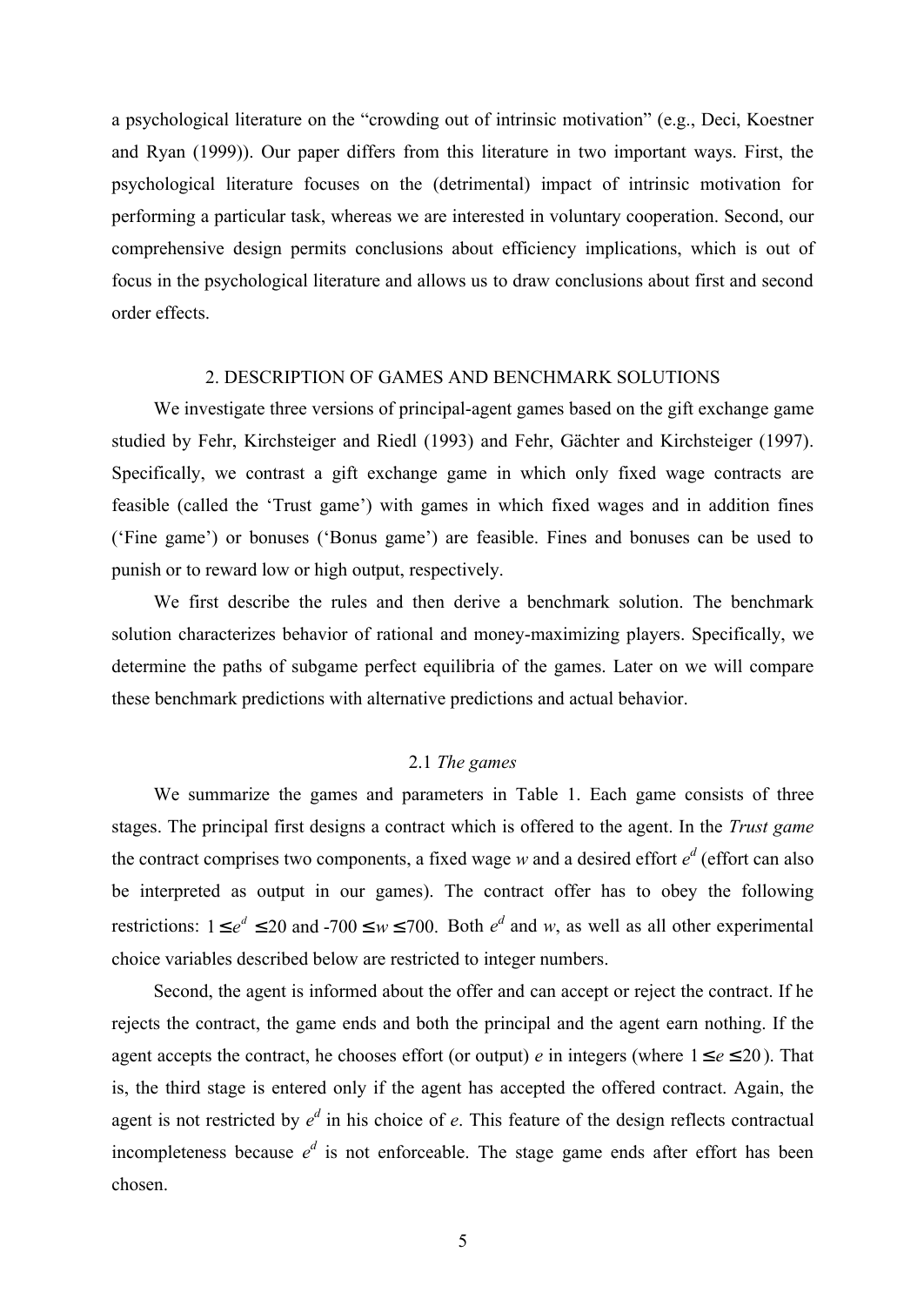a psychological literature on the "crowding out of intrinsic motivation" (e.g., Deci, Koestner and Ryan (1999)). Our paper differs from this literature in two important ways. First, the psychological literature focuses on the (detrimental) impact of intrinsic motivation for performing a particular task, whereas we are interested in voluntary cooperation. Second, our comprehensive design permits conclusions about efficiency implications, which is out of focus in the psychological literature and allows us to draw conclusions about first and second order effects.

## 2. DESCRIPTION OF GAMES AND BENCHMARK SOLUTIONS

We investigate three versions of principal-agent games based on the gift exchange game studied by Fehr, Kirchsteiger and Riedl (1993) and Fehr, Gächter and Kirchsteiger (1997). Specifically, we contrast a gift exchange game in which only fixed wage contracts are feasible (called the 'Trust game') with games in which fixed wages and in addition fines ('Fine game') or bonuses ('Bonus game') are feasible. Fines and bonuses can be used to punish or to reward low or high output, respectively.

We first describe the rules and then derive a benchmark solution. The benchmark solution characterizes behavior of rational and money-maximizing players. Specifically, we determine the paths of subgame perfect equilibria of the games. Later on we will compare these benchmark predictions with alternative predictions and actual behavior.

### 2.1 *The games*

We summarize the games and parameters in Table 1. Each game consists of three stages. The principal first designs a contract which is offered to the agent. In the *Trust game* the contract comprises two components, a fixed wage $w$ and a desired effort $e^d$ (effort can also be interpreted as output in our games). The contract offer has to obey the following restrictions: $1 \leq e^d \leq 20$ and $-700 \leq w \leq 700$. Both $e^d$ and $w$, as well as all other experimental choice variables described below are restricted to integer numbers.

Second, the agent is informed about the offer and can accept or reject the contract. If he rejects the contract, the game ends and both the principal and the agent earn nothing. If the agent accepts the contract, he chooses effort (or output) $e$ in integers (where $1 \leq e \leq 20$). That is, the third stage is entered only if the agent has accepted the offered contract. Again, the agent is not restricted by $e^d$ in his choice of $e$. This feature of the design reflects contractual incompleteness because $e^d$ is not enforceable. The stage game ends after effort has been chosen.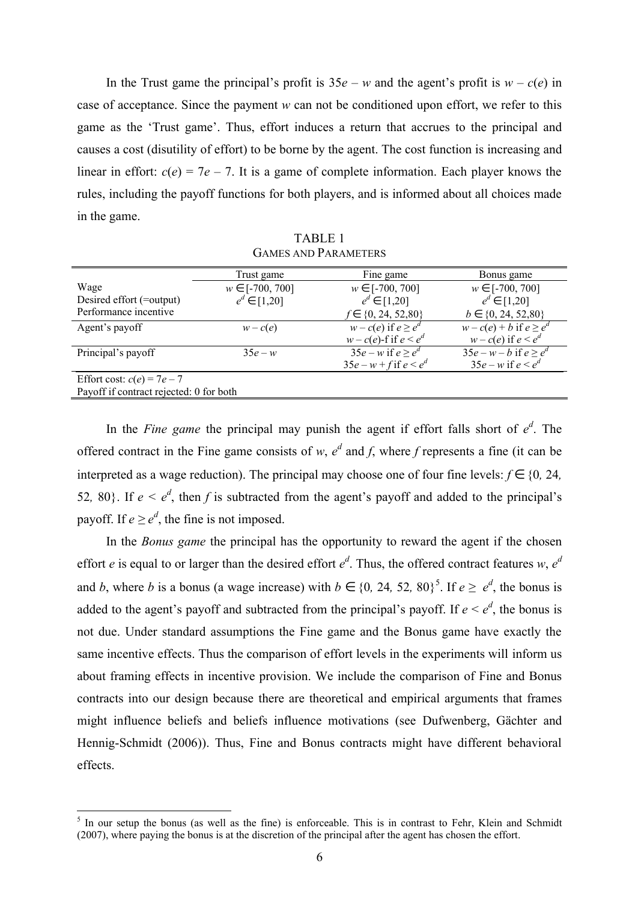In the Trust game the principal's profit is $35e - w$ and the agent's profit is $w - c(e)$ in case of acceptance. Since the payment $w$ can not be conditioned upon effort, we refer to this game as the 'Trust game'. Thus, effort induces a return that accrues to the principal and causes a cost (disutility of effort) to be borne by the agent. The cost function is increasing and linear in effort: $c(e) = 7e - 7$. It is a game of complete information. Each player knows the rules, including the payoff functions for both players, and is informed about all choices made in the game.

TABLE 1
GAMES AND PARAMETERS

| | Trust game | Fine game | Bonus game |
|---|---|---|---|
| Wage | $w \in [-700, 700]$ | $w \in [-700, 700]$ | $w \in [-700, 700]$ |
| Desired effort (=output) | $e^d \in [1,20]$ | $e^d \in [1,20]$ | $e^d \in [1,20]$ |
| Performance incentive | | $f \in \{0, 24, 52,80\}$ | $b \in \{0, 24, 52,80\}$ |
| Agent's payoff | $w - c(e)$ | $w - c(e)$ if $e \geq e^d$<br>$w - c(e)$-f if $e < e^d$ | $w - c(e) + b$ if $e \geq e^d$<br>$w - c(e)$ if $e < e^d$ |
| Principal's payoff | $35e - w$ | $35e - w$ if $e \geq e^d$<br>$35e - w + f$ if $e < e^d$ | $35e - w - b$ if $e \geq e^d$<br>$35e - w$ if $e < e^d$ |
| Effort cost: $c(e) = 7e - 7$ | | | |
| Payoff if contract rejected: 0 for both | | | |

In the *Fine game* the principal may punish the agent if effort falls short of $e^d$. The offered contract in the Fine game consists of $w$, $e^d$ and $f$, where $f$ represents a fine (it can be interpreted as a wage reduction). The principal may choose one of four fine levels: $f \in \{0, 24, 52, 80\}$. If $e < e^d$, then $f$ is subtracted from the agent's payoff and added to the principal's payoff. If $e \geq e^d$, the fine is not imposed.

In the *Bonus game* the principal has the opportunity to reward the agent if the chosen effort $e$ is equal to or larger than the desired effort $e^d$. Thus, the offered contract features $w$, $e^d$ and $b$, where $b$ is a bonus (a wage increase) with $b \in \{0, 24, 52, 80\}$[5]. If $e \geq e^d$, the bonus is added to the agent's payoff and subtracted from the principal's payoff. If $e < e^d$, the bonus is not due. Under standard assumptions the Fine game and the Bonus game have exactly the same incentive effects. Thus the comparison of effort levels in the experiments will inform us about framing effects in incentive provision. We include the comparison of Fine and Bonus contracts into our design because there are theoretical and empirical arguments that frames might influence beliefs and beliefs influence motivations (see Dufwenberg, Gächter and Hennig-Schmidt (2006)). Thus, Fine and Bonus contracts might have different behavioral effects.

[5] In our setup the bonus (as well as the fine) is enforceable. This is in contrast to Fehr, Klein and Schmidt (2007), where paying the bonus is at the discretion of the principal after the agent has chosen the effort.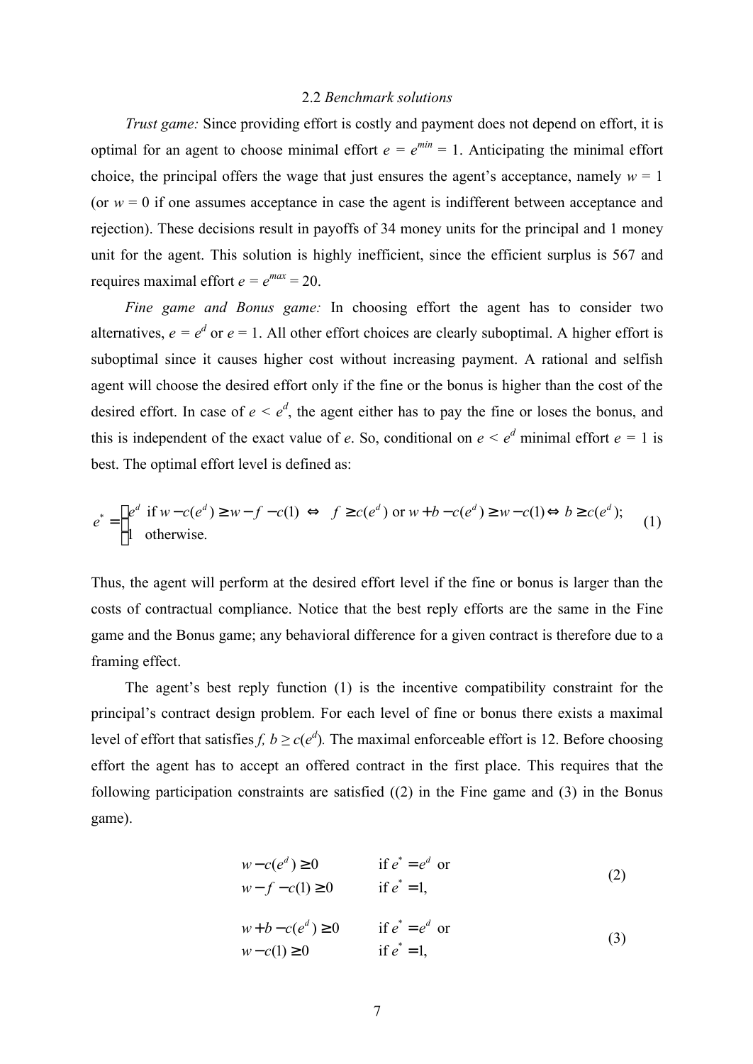### 2.2 *Benchmark solutions*

*Trust game:* Since providing effort is costly and payment does not depend on effort, it is optimal for an agent to choose minimal effort $e = e^{min} = 1$. Anticipating the minimal effort choice, the principal offers the wage that just ensures the agent's acceptance, namely $w = 1$ (or $w = 0$ if one assumes acceptance in case the agent is indifferent between acceptance and rejection). These decisions result in payoffs of 34 money units for the principal and 1 money unit for the agent. This solution is highly inefficient, since the efficient surplus is 567 and requires maximal effort $e = e^{max} = 20$.

*Fine game and Bonus game:* In choosing effort the agent has to consider two alternatives, $e = e^d$ or $e = 1$. All other effort choices are clearly suboptimal. A higher effort is suboptimal since it causes higher cost without increasing payment. A rational and selfish agent will choose the desired effort only if the fine or the bonus is higher than the cost of the desired effort. In case of $e < e^d$, the agent either has to pay the fine or loses the bonus, and this is independent of the exact value of $e$. So, conditional on $e < e^d$ minimal effort $e = 1$ is best. The optimal effort level is defined as:

$$e^* = \begin{cases} e^d & \text{if } w - c(e^d) \geq w - f - c(1) \;\Leftrightarrow\; f \geq c(e^d) \text{ or } w + b - c(e^d) \geq w - c(1) \Leftrightarrow b \geq c(e^d); \\ 1 & \text{otherwise.} \end{cases} \tag{1}$$

Thus, the agent will perform at the desired effort level if the fine or bonus is larger than the costs of contractual compliance. Notice that the best reply efforts are the same in the Fine game and the Bonus game; any behavioral difference for a given contract is therefore due to a framing effect.

The agent's best reply function (1) is the incentive compatibility constraint for the principal's contract design problem. For each level of fine or bonus there exists a maximal level of effort that satisfies $f, b \geq c(e^d)$. The maximal enforceable effort is 12. Before choosing effort the agent has to accept an offered contract in the first place. This requires that the following participation constraints are satisfied ((2) in the Fine game and (3) in the Bonus game).

$$\begin{aligned} & w - c(e^d) \geq 0 && \text{if } e^* = e^d \text{ or} \\ & w - f - c(1) \geq 0 && \text{if } e^* = 1, \end{aligned} \tag{2}$$

$$\begin{aligned} & w + b - c(e^d) \geq 0 && \text{if } e^* = e^d \text{ or} \\ & w - c(1) \geq 0 && \text{if } e^* = 1, \end{aligned} \tag{3}$$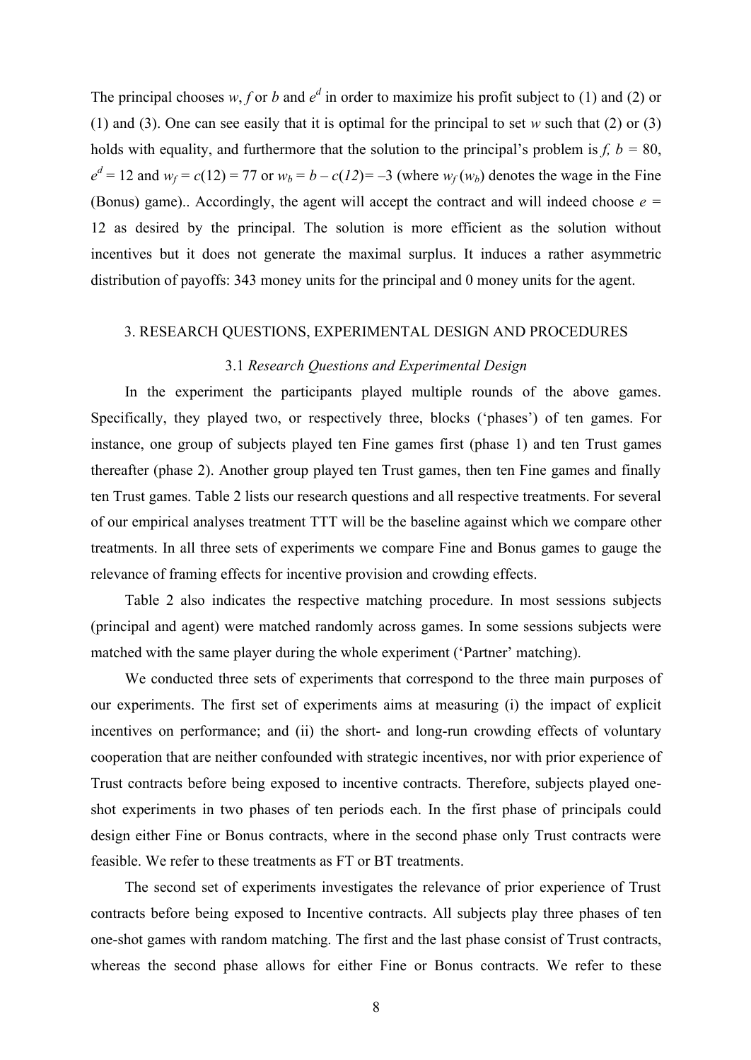The principal chooses $w$, $f$ or $b$ and $e^d$ in order to maximize his profit subject to (1) and (2) or (1) and (3). One can see easily that it is optimal for the principal to set $w$ such that (2) or (3) holds with equality, and furthermore that the solution to the principal's problem is $f$, $b = 80$, $e^d = 12$ and $w_f = c(12) = 77$ or $w_b = b - c(12) = -3$ (where $w_f$ ($w_b$) denotes the wage in the Fine (Bonus) game).. Accordingly, the agent will accept the contract and will indeed choose $e = 12$ as desired by the principal. The solution is more efficient as the solution without incentives but it does not generate the maximal surplus. It induces a rather asymmetric distribution of payoffs: 343 money units for the principal and 0 money units for the agent.

## 3. RESEARCH QUESTIONS, EXPERIMENTAL DESIGN AND PROCEDURES

### 3.1 *Research Questions and Experimental Design*

In the experiment the participants played multiple rounds of the above games. Specifically, they played two, or respectively three, blocks ('phases') of ten games. For instance, one group of subjects played ten Fine games first (phase 1) and ten Trust games thereafter (phase 2). Another group played ten Trust games, then ten Fine games and finally ten Trust games. Table 2 lists our research questions and all respective treatments. For several of our empirical analyses treatment TTT will be the baseline against which we compare other treatments. In all three sets of experiments we compare Fine and Bonus games to gauge the relevance of framing effects for incentive provision and crowding effects.

Table 2 also indicates the respective matching procedure. In most sessions subjects (principal and agent) were matched randomly across games. In some sessions subjects were matched with the same player during the whole experiment ('Partner' matching).

We conducted three sets of experiments that correspond to the three main purposes of our experiments. The first set of experiments aims at measuring (i) the impact of explicit incentives on performance; and (ii) the short- and long-run crowding effects of voluntary cooperation that are neither confounded with strategic incentives, nor with prior experience of Trust contracts before being exposed to incentive contracts. Therefore, subjects played one-shot experiments in two phases of ten periods each. In the first phase of principals could design either Fine or Bonus contracts, where in the second phase only Trust contracts were feasible. We refer to these treatments as FT or BT treatments.

The second set of experiments investigates the relevance of prior experience of Trust contracts before being exposed to Incentive contracts. All subjects play three phases of ten one-shot games with random matching. The first and the last phase consist of Trust contracts, whereas the second phase allows for either Fine or Bonus contracts. We refer to these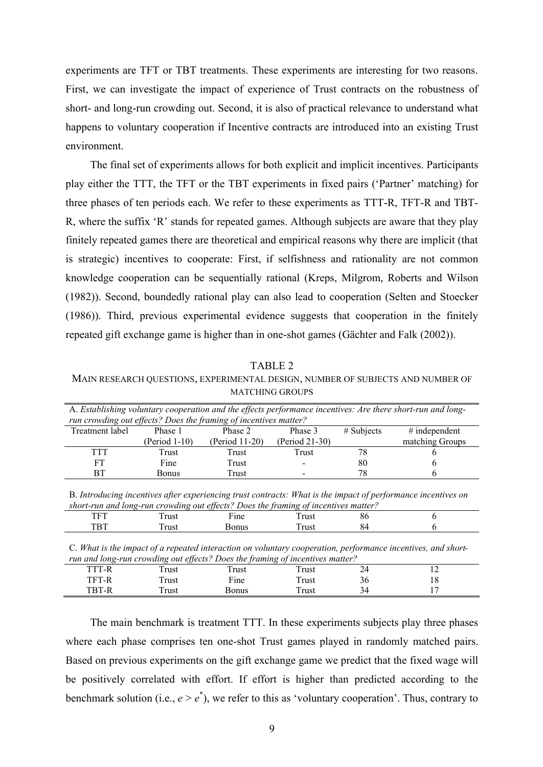experiments are TFT or TBT treatments. These experiments are interesting for two reasons. First, we can investigate the impact of experience of Trust contracts on the robustness of short- and long-run crowding out. Second, it is also of practical relevance to understand what happens to voluntary cooperation if Incentive contracts are introduced into an existing Trust environment.

The final set of experiments allows for both explicit and implicit incentives. Participants play either the TTT, the TFT or the TBT experiments in fixed pairs ('Partner' matching) for three phases of ten periods each. We refer to these experiments as TTT-R, TFT-R and TBT-R, where the suffix 'R' stands for repeated games. Although subjects are aware that they play finitely repeated games there are theoretical and empirical reasons why there are implicit (that is strategic) incentives to cooperate: First, if selfishness and rationality are not common knowledge cooperation can be sequentially rational (Kreps, Milgrom, Roberts and Wilson (1982)). Second, boundedly rational play can also lead to cooperation (Selten and Stoecker (1986)). Third, previous experimental evidence suggests that cooperation in the finitely repeated gift exchange game is higher than in one-shot games (Gächter and Falk (2002)).

TABLE 2

MAIN RESEARCH QUESTIONS, EXPERIMENTAL DESIGN, NUMBER OF SUBJECTS AND NUMBER OF MATCHING GROUPS

| A. *Establishing voluntary cooperation and the effects performance incentives: Are there short-run and long-run crowding out effects? Does the framing of incentives matter?* | | | | | |
|---|---|---|---|---|---|
| Treatment label | Phase 1 (Period 1-10) | Phase 2 (Period 11-20) | Phase 3 (Period 21-30) | # Subjects | # independent matching Groups |
| TTT | Trust | Trust | Trust | 78 | 6 |
| FT | Fine | Trust | - | 80 | 6 |
| BT | Bonus | Trust | - | 78 | 6 |
| B. *Introducing incentives after experiencing trust contracts: What is the impact of performance incentives on short-run and long-run crowding out effects? Does the framing of incentives matter?* | | | | | |
| TFT | Trust | Fine | Trust | 86 | 6 |
| TBT | Trust | Bonus | Trust | 84 | 6 |
| C. *What is the impact of a repeated interaction on voluntary cooperation, performance incentives, and short-run and long-run crowding out effects? Does the framing of incentives matter?* | | | | | |
| TTT-R | Trust | Trust | Trust | 24 | 12 |
| TFT-R | Trust | Fine | Trust | 36 | 18 |
| TBT-R | Trust | Bonus | Trust | 34 | 17 |

The main benchmark is treatment TTT. In these experiments subjects play three phases where each phase comprises ten one-shot Trust games played in randomly matched pairs. Based on previous experiments on the gift exchange game we predict that the fixed wage will be positively correlated with effort. If effort is higher than predicted according to the benchmark solution (i.e., $e > e^*$), we refer to this as 'voluntary cooperation'. Thus, contrary to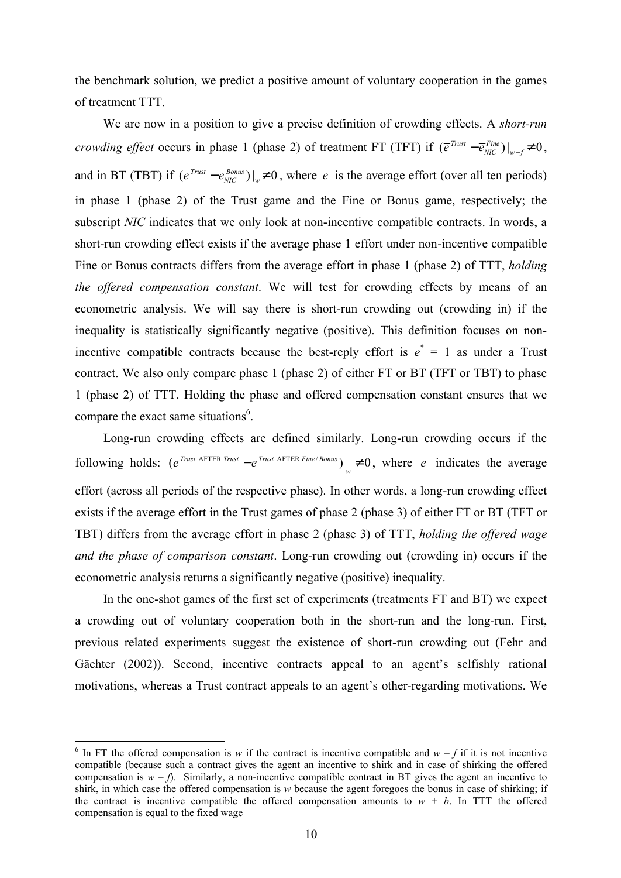the benchmark solution, we predict a positive amount of voluntary cooperation in the games of treatment TTT.

We are now in a position to give a precise definition of crowding effects. A *short-run crowding effect* occurs in phase 1 (phase 2) of treatment FT (TFT) if $(\bar{e}^{Trust} - \bar{e}^{Fine}_{NIC})|_{w-f} \neq 0$, and in BT (TBT) if $(\bar{e}^{Trust} - \bar{e}^{Bonus}_{NIC})|_{w} \neq 0$, where $\bar{e}$ is the average effort (over all ten periods) in phase 1 (phase 2) of the Trust game and the Fine or Bonus game, respectively; the subscript *NIC* indicates that we only look at non-incentive compatible contracts. In words, a short-run crowding effect exists if the average phase 1 effort under non-incentive compatible Fine or Bonus contracts differs from the average effort in phase 1 (phase 2) of TTT, *holding the offered compensation constant*. We will test for crowding effects by means of an econometric analysis. We will say there is short-run crowding out (crowding in) if the inequality is statistically significantly negative (positive). This definition focuses on non-incentive compatible contracts because the best-reply effort is $e^* = 1$ as under a Trust contract. We also only compare phase 1 (phase 2) of either FT or BT (TFT or TBT) to phase 1 (phase 2) of TTT. Holding the phase and offered compensation constant ensures that we compare the exact same situations[6].

Long-run crowding effects are defined similarly. Long-run crowding occurs if the following holds: $(\bar{e}^{Trust \text{ AFTER } Trust} - \bar{e}^{Trust \text{ AFTER } Fine/Bonus})\big|_{w} \neq 0$, where $\bar{e}$ indicates the average effort (across all periods of the respective phase). In other words, a long-run crowding effect exists if the average effort in the Trust games of phase 2 (phase 3) of either FT or BT (TFT or TBT) differs from the average effort in phase 2 (phase 3) of TTT, *holding the offered wage and the phase of comparison constant*. Long-run crowding out (crowding in) occurs if the econometric analysis returns a significantly negative (positive) inequality.

In the one-shot games of the first set of experiments (treatments FT and BT) we expect a crowding out of voluntary cooperation both in the short-run and the long-run. First, previous related experiments suggest the existence of short-run crowding out (Fehr and Gächter (2002)). Second, incentive contracts appeal to an agent's selfishly rational motivations, whereas a Trust contract appeals to an agent's other-regarding motivations. We

---

[6] In FT the offered compensation is $w$ if the contract is incentive compatible and $w - f$ if it is not incentive compatible (because such a contract gives the agent an incentive to shirk and in case of shirking the offered compensation is $w - f$). Similarly, a non-incentive compatible contract in BT gives the agent an incentive to shirk, in which case the offered compensation is $w$ because the agent foregoes the bonus in case of shirking; if the contract is incentive compatible the offered compensation amounts to $w + b$. In TTT the offered compensation is equal to the fixed wage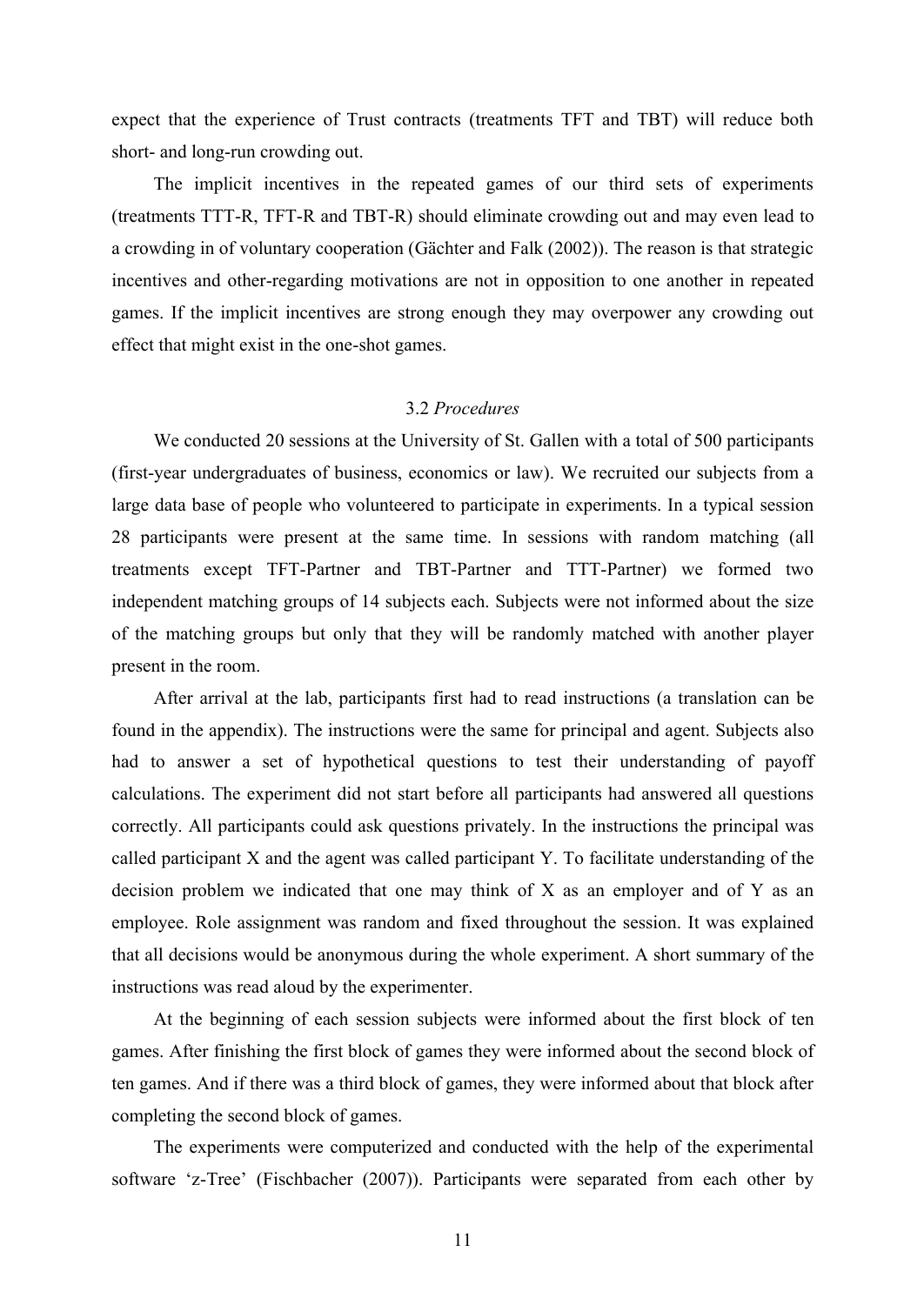expect that the experience of Trust contracts (treatments TFT and TBT) will reduce both short- and long-run crowding out.

The implicit incentives in the repeated games of our third sets of experiments (treatments TTT-R, TFT-R and TBT-R) should eliminate crowding out and may even lead to a crowding in of voluntary cooperation (Gächter and Falk (2002)). The reason is that strategic incentives and other-regarding motivations are not in opposition to one another in repeated games. If the implicit incentives are strong enough they may overpower any crowding out effect that might exist in the one-shot games.

### 3.2 *Procedures*

We conducted 20 sessions at the University of St. Gallen with a total of 500 participants (first-year undergraduates of business, economics or law). We recruited our subjects from a large data base of people who volunteered to participate in experiments. In a typical session 28 participants were present at the same time. In sessions with random matching (all treatments except TFT-Partner and TBT-Partner and TTT-Partner) we formed two independent matching groups of 14 subjects each. Subjects were not informed about the size of the matching groups but only that they will be randomly matched with another player present in the room.

After arrival at the lab, participants first had to read instructions (a translation can be found in the appendix). The instructions were the same for principal and agent. Subjects also had to answer a set of hypothetical questions to test their understanding of payoff calculations. The experiment did not start before all participants had answered all questions correctly. All participants could ask questions privately. In the instructions the principal was called participant X and the agent was called participant Y. To facilitate understanding of the decision problem we indicated that one may think of X as an employer and of Y as an employee. Role assignment was random and fixed throughout the session. It was explained that all decisions would be anonymous during the whole experiment. A short summary of the instructions was read aloud by the experimenter.

At the beginning of each session subjects were informed about the first block of ten games. After finishing the first block of games they were informed about the second block of ten games. And if there was a third block of games, they were informed about that block after completing the second block of games.

The experiments were computerized and conducted with the help of the experimental software 'z-Tree' (Fischbacher (2007)). Participants were separated from each other by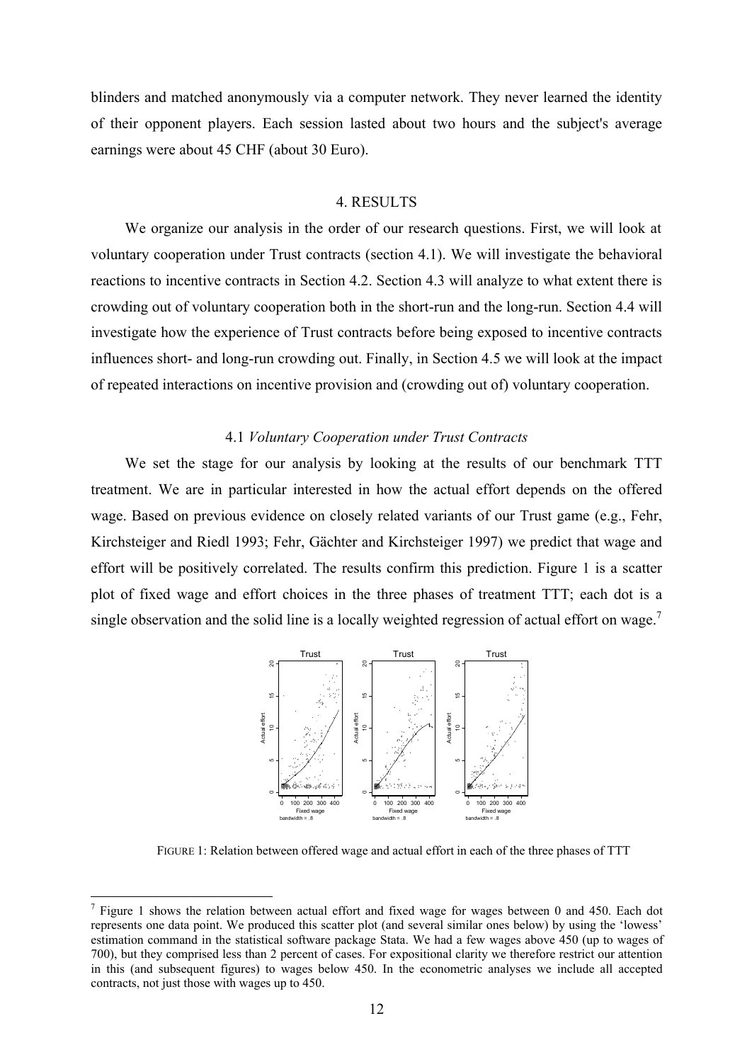blinders and matched anonymously via a computer network. They never learned the identity of their opponent players. Each session lasted about two hours and the subject's average earnings were about 45 CHF (about 30 Euro).

## 4. RESULTS

We organize our analysis in the order of our research questions. First, we will look at voluntary cooperation under Trust contracts (section 4.1). We will investigate the behavioral reactions to incentive contracts in Section 4.2. Section 4.3 will analyze to what extent there is crowding out of voluntary cooperation both in the short-run and the long-run. Section 4.4 will investigate how the experience of Trust contracts before being exposed to incentive contracts influences short- and long-run crowding out. Finally, in Section 4.5 we will look at the impact of repeated interactions on incentive provision and (crowding out of) voluntary cooperation.

### 4.1 *Voluntary Cooperation under Trust Contracts*

We set the stage for our analysis by looking at the results of our benchmark TTT treatment. We are in particular interested in how the actual effort depends on the offered wage. Based on previous evidence on closely related variants of our Trust game (e.g., Fehr, Kirchsteiger and Riedl 1993; Fehr, Gächter and Kirchsteiger 1997) we predict that wage and effort will be positively correlated. The results confirm this prediction. Figure 1 is a scatter plot of fixed wage and effort choices in the three phases of treatment TTT; each dot is a single observation and the solid line is a locally weighted regression of actual effort on wage.[7]

FIGURE 1: Relation between offered wage and actual effort in each of the three phases of TTT

[7] Figure 1 shows the relation between actual effort and fixed wage for wages between 0 and 450. Each dot represents one data point. We produced this scatter plot (and several similar ones below) by using the 'lowess' estimation command in the statistical software package Stata. We had a few wages above 450 (up to wages of 700), but they comprised less than 2 percent of cases. For expositional clarity we therefore restrict our attention in this (and subsequent figures) to wages below 450. In the econometric analyses we include all accepted contracts, not just those with wages up to 450.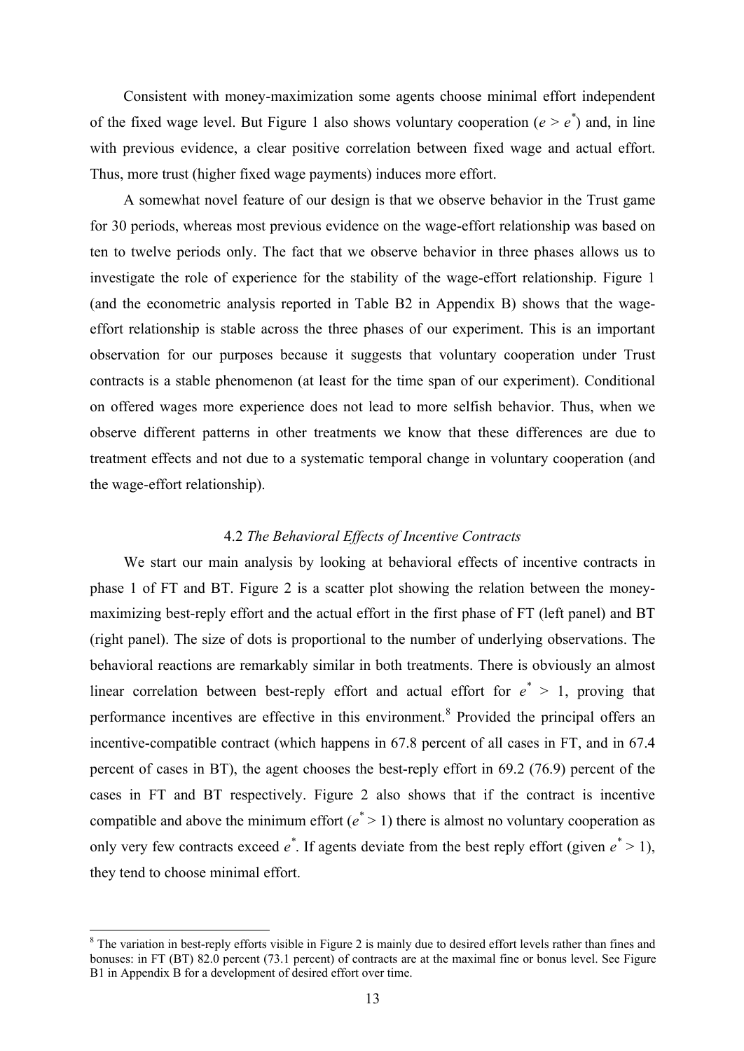Consistent with money-maximization some agents choose minimal effort independent of the fixed wage level. But Figure 1 also shows voluntary cooperation ($e > e^*$) and, in line with previous evidence, a clear positive correlation between fixed wage and actual effort. Thus, more trust (higher fixed wage payments) induces more effort.

A somewhat novel feature of our design is that we observe behavior in the Trust game for 30 periods, whereas most previous evidence on the wage-effort relationship was based on ten to twelve periods only. The fact that we observe behavior in three phases allows us to investigate the role of experience for the stability of the wage-effort relationship. Figure 1 (and the econometric analysis reported in Table B2 in Appendix B) shows that the wage-effort relationship is stable across the three phases of our experiment. This is an important observation for our purposes because it suggests that voluntary cooperation under Trust contracts is a stable phenomenon (at least for the time span of our experiment). Conditional on offered wages more experience does not lead to more selfish behavior. Thus, when we observe different patterns in other treatments we know that these differences are due to treatment effects and not due to a systematic temporal change in voluntary cooperation (and the wage-effort relationship).

### 4.2 *The Behavioral Effects of Incentive Contracts*

We start our main analysis by looking at behavioral effects of incentive contracts in phase 1 of FT and BT. Figure 2 is a scatter plot showing the relation between the money-maximizing best-reply effort and the actual effort in the first phase of FT (left panel) and BT (right panel). The size of dots is proportional to the number of underlying observations. The behavioral reactions are remarkably similar in both treatments. There is obviously an almost linear correlation between best-reply effort and actual effort for $e^* > 1$, proving that performance incentives are effective in this environment.[8] Provided the principal offers an incentive-compatible contract (which happens in 67.8 percent of all cases in FT, and in 67.4 percent of cases in BT), the agent chooses the best-reply effort in 69.2 (76.9) percent of the cases in FT and BT respectively. Figure 2 also shows that if the contract is incentive compatible and above the minimum effort ($e^* > 1$) there is almost no voluntary cooperation as only very few contracts exceed $e^*$. If agents deviate from the best reply effort (given $e^* > 1$), they tend to choose minimal effort.

[8] The variation in best-reply efforts visible in Figure 2 is mainly due to desired effort levels rather than fines and bonuses: in FT (BT) 82.0 percent (73.1 percent) of contracts are at the maximal fine or bonus level. See Figure B1 in Appendix B for a development of desired effort over time.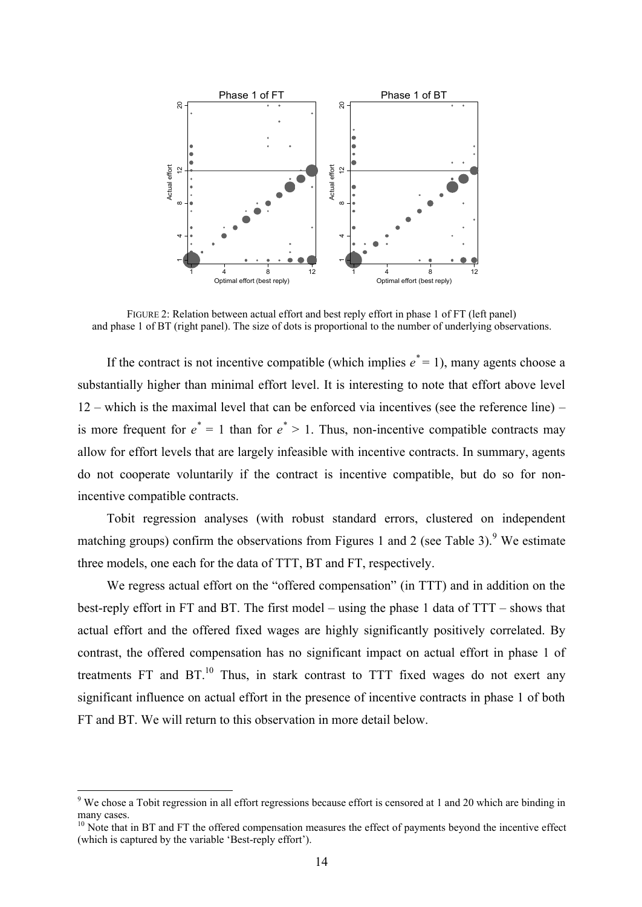FIGURE 2: Relation between actual effort and best reply effort in phase 1 of FT (left panel) and phase 1 of BT (right panel). The size of dots is proportional to the number of underlying observations.

If the contract is not incentive compatible (which implies $e^* = 1$), many agents choose a substantially higher than minimal effort level. It is interesting to note that effort above level 12 – which is the maximal level that can be enforced via incentives (see the reference line) – is more frequent for $e^* = 1$ than for $e^* > 1$. Thus, non-incentive compatible contracts may allow for effort levels that are largely infeasible with incentive contracts. In summary, agents do not cooperate voluntarily if the contract is incentive compatible, but do so for non-incentive compatible contracts.

Tobit regression analyses (with robust standard errors, clustered on independent matching groups) confirm the observations from Figures 1 and 2 (see Table 3).[9] We estimate three models, one each for the data of TTT, BT and FT, respectively.

We regress actual effort on the "offered compensation" (in TTT) and in addition on the best-reply effort in FT and BT. The first model – using the phase 1 data of TTT – shows that actual effort and the offered fixed wages are highly significantly positively correlated. By contrast, the offered compensation has no significant impact on actual effort in phase 1 of treatments FT and BT.[10] Thus, in stark contrast to TTT fixed wages do not exert any significant influence on actual effort in the presence of incentive contracts in phase 1 of both FT and BT. We will return to this observation in more detail below.

---

[9] We chose a Tobit regression in all effort regressions because effort is censored at 1 and 20 which are binding in many cases.

[10] Note that in BT and FT the offered compensation measures the effect of payments beyond the incentive effect (which is captured by the variable 'Best-reply effort').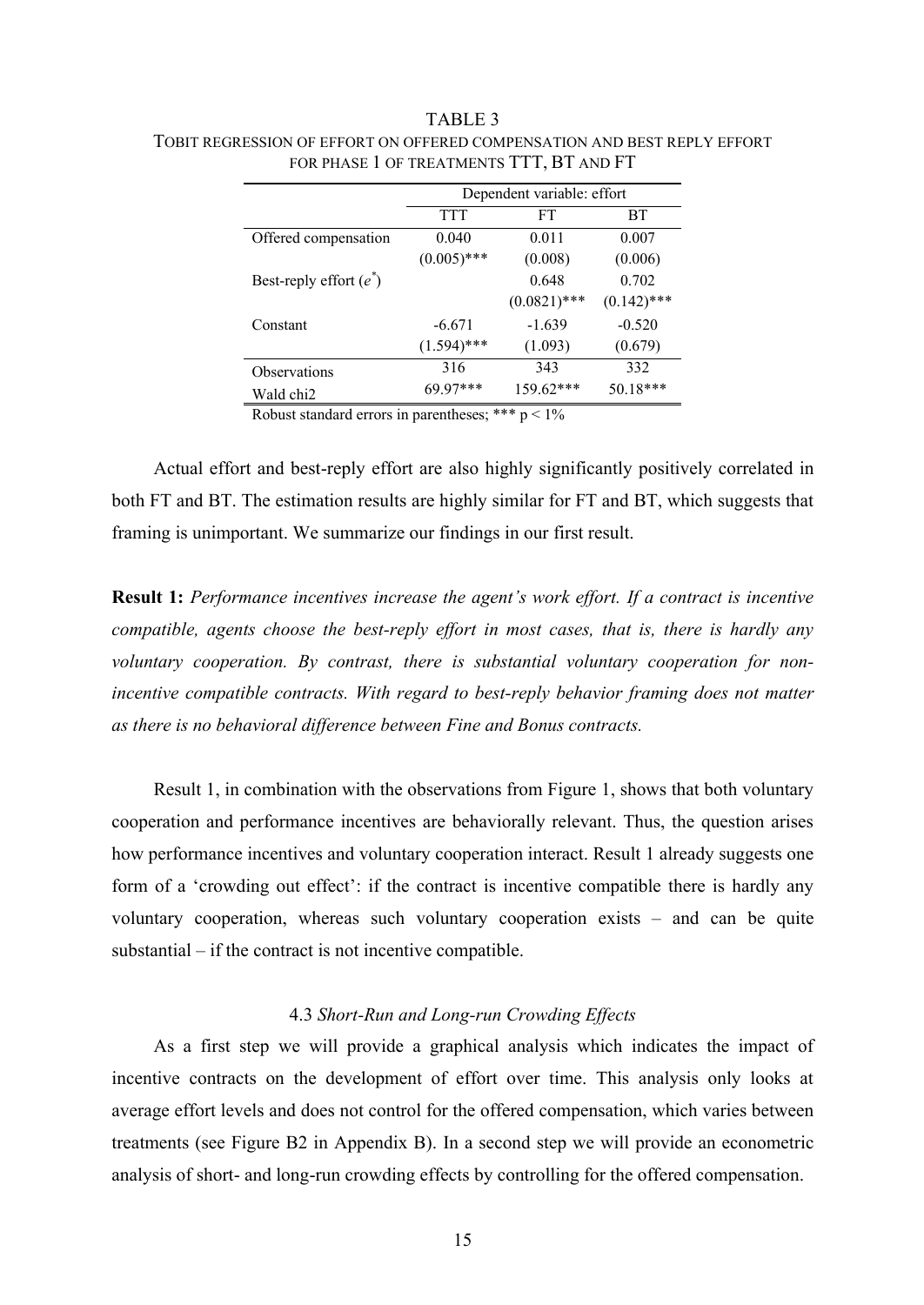TABLE 3

TOBIT REGRESSION OF EFFORT ON OFFERED COMPENSATION AND BEST REPLY EFFORT FOR PHASE 1 OF TREATMENTS TTT, BT AND FT

| | Dependent variable: effort | | |
|---|---|---|---|
| | TTT | FT | BT |
| Offered compensation | 0.040 | 0.011 | 0.007 |
| | (0.005)*** | (0.008) | (0.006) |
| Best-reply effort ($e^*$) | | 0.648 | 0.702 |
| | | (0.0821)*** | (0.142)*** |
| Constant | -6.671 | -1.639 | -0.520 |
| | (1.594)*** | (1.093) | (0.679) |
| Observations | 316 | 343 | 332 |
| Wald chi2 | 69.97*** | 159.62*** | 50.18*** |

Robust standard errors in parentheses; *** $p < 1\%$

Actual effort and best-reply effort are also highly significantly positively correlated in both FT and BT. The estimation results are highly similar for FT and BT, which suggests that framing is unimportant. We summarize our findings in our first result.

**Result 1:** *Performance incentives increase the agent's work effort. If a contract is incentive compatible, agents choose the best-reply effort in most cases, that is, there is hardly any voluntary cooperation. By contrast, there is substantial voluntary cooperation for non-incentive compatible contracts. With regard to best-reply behavior framing does not matter as there is no behavioral difference between Fine and Bonus contracts.*

Result 1, in combination with the observations from Figure 1, shows that both voluntary cooperation and performance incentives are behaviorally relevant. Thus, the question arises how performance incentives and voluntary cooperation interact. Result 1 already suggests one form of a 'crowding out effect': if the contract is incentive compatible there is hardly any voluntary cooperation, whereas such voluntary cooperation exists – and can be quite substantial – if the contract is not incentive compatible.

### 4.3 *Short-Run and Long-run Crowding Effects*

As a first step we will provide a graphical analysis which indicates the impact of incentive contracts on the development of effort over time. This analysis only looks at average effort levels and does not control for the offered compensation, which varies between treatments (see Figure B2 in Appendix B). In a second step we will provide an econometric analysis of short- and long-run crowding effects by controlling for the offered compensation.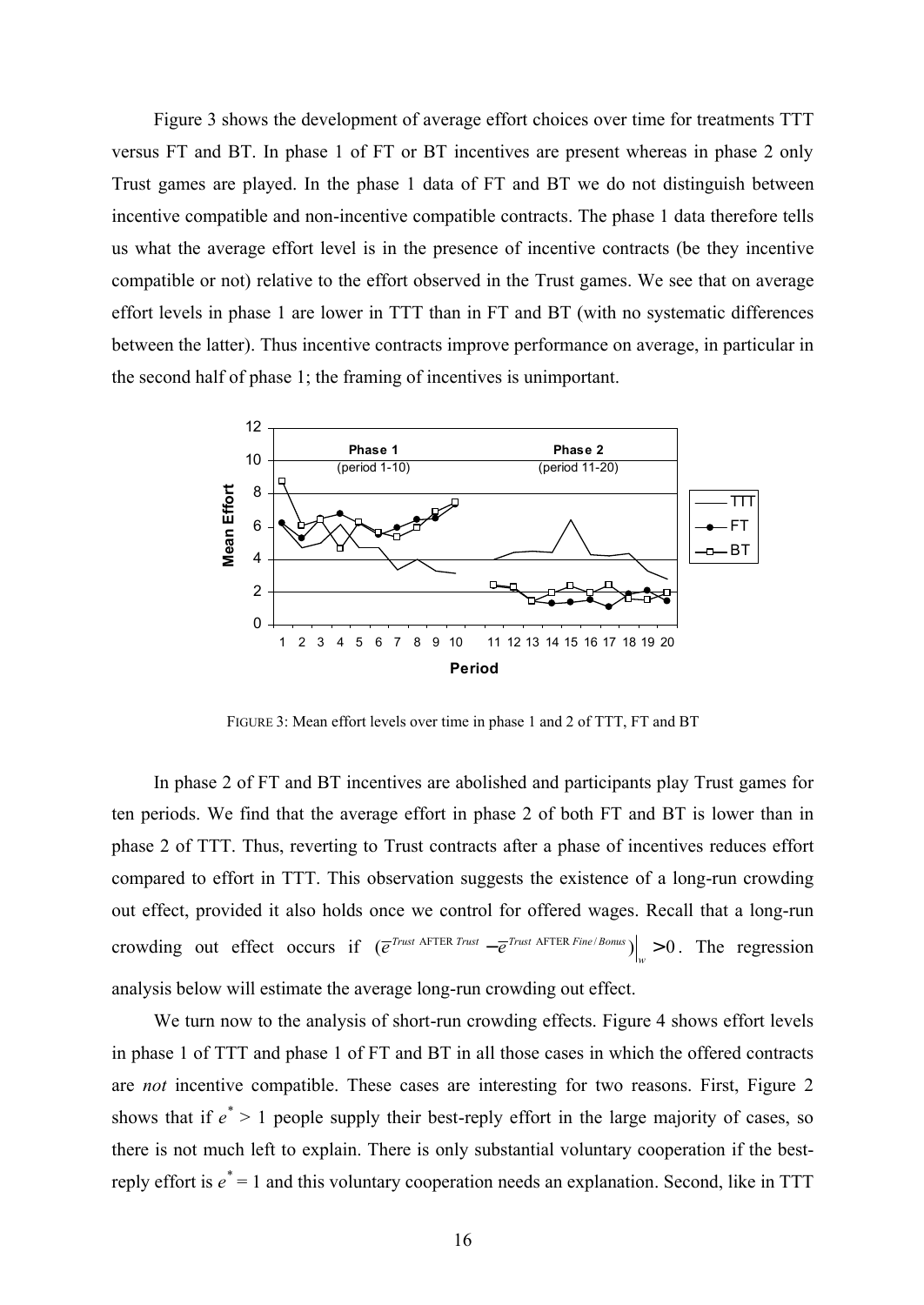Figure 3 shows the development of average effort choices over time for treatments TTT versus FT and BT. In phase 1 of FT or BT incentives are present whereas in phase 2 only Trust games are played. In the phase 1 data of FT and BT we do not distinguish between incentive compatible and non-incentive compatible contracts. The phase 1 data therefore tells us what the average effort level is in the presence of incentive contracts (be they incentive compatible or not) relative to the effort observed in the Trust games. We see that on average effort levels in phase 1 are lower in TTT than in FT and BT (with no systematic differences between the latter). Thus incentive contracts improve performance on average, in particular in the second half of phase 1; the framing of incentives is unimportant.

FIGURE 3: Mean effort levels over time in phase 1 and 2 of TTT, FT and BT

In phase 2 of FT and BT incentives are abolished and participants play Trust games for ten periods. We find that the average effort in phase 2 of both FT and BT is lower than in phase 2 of TTT. Thus, reverting to Trust contracts after a phase of incentives reduces effort compared to effort in TTT. This observation suggests the existence of a long-run crowding out effect, provided it also holds once we control for offered wages. Recall that a long-run crowding out effect occurs if $(\bar{e}^{Trust \text{ AFTER } Trust} - \bar{e}^{Trust \text{ AFTER } Fine/Bonus})\big|_w > 0$. The regression analysis below will estimate the average long-run crowding out effect.

We turn now to the analysis of short-run crowding effects. Figure 4 shows effort levels in phase 1 of TTT and phase 1 of FT and BT in all those cases in which the offered contracts are *not* incentive compatible. These cases are interesting for two reasons. First, Figure 2 shows that if $e^* > 1$ people supply their best-reply effort in the large majority of cases, so there is not much left to explain. There is only substantial voluntary cooperation if the best-reply effort is $e^* = 1$ and this voluntary cooperation needs an explanation. Second, like in TTT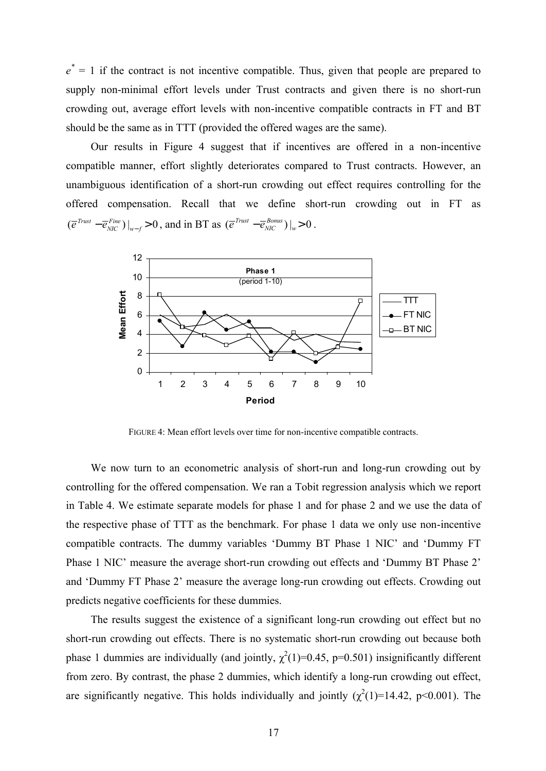$e^* = 1$ if the contract is not incentive compatible. Thus, given that people are prepared to supply non-minimal effort levels under Trust contracts and given there is no short-run crowding out, average effort levels with non-incentive compatible contracts in FT and BT should be the same as in TTT (provided the offered wages are the same).

Our results in Figure 4 suggest that if incentives are offered in a non-incentive compatible manner, effort slightly deteriorates compared to Trust contracts. However, an unambiguous identification of a short-run crowding out effect requires controlling for the offered compensation. Recall that we define short-run crowding out in FT as $(\bar{e}^{Trust} - \bar{e}^{Fine}_{NIC})|_{w-f} > 0$, and in BT as $(\bar{e}^{Trust} - \bar{e}^{Bonus}_{NIC})|_{w} > 0$.

FIGURE 4: Mean effort levels over time for non-incentive compatible contracts.

We now turn to an econometric analysis of short-run and long-run crowding out by controlling for the offered compensation. We ran a Tobit regression analysis which we report in Table 4. We estimate separate models for phase 1 and for phase 2 and we use the data of the respective phase of TTT as the benchmark. For phase 1 data we only use non-incentive compatible contracts. The dummy variables 'Dummy BT Phase 1 NIC' and 'Dummy FT Phase 1 NIC' measure the average short-run crowding out effects and 'Dummy BT Phase 2' and 'Dummy FT Phase 2' measure the average long-run crowding out effects. Crowding out predicts negative coefficients for these dummies.

The results suggest the existence of a significant long-run crowding out effect but no short-run crowding out effects. There is no systematic short-run crowding out because both phase 1 dummies are individually (and jointly, $\chi^2(1)=0.45$, $p=0.501$) insignificantly different from zero. By contrast, the phase 2 dummies, which identify a long-run crowding out effect, are significantly negative. This holds individually and jointly ($\chi^2(1)=14.42$, $p<0.001$). The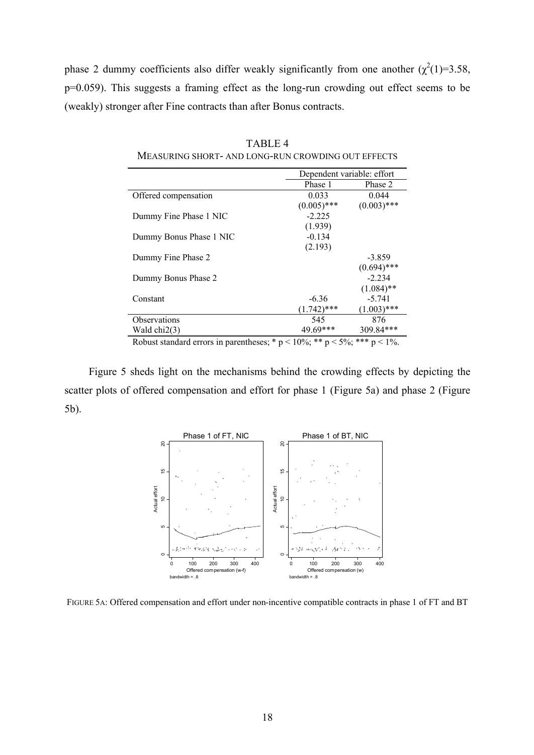phase 2 dummy coefficients also differ weakly significantly from one another ($\chi^2(1)$=3.58, p=0.059). This suggests a framing effect as the long-run crowding out effect seems to be (weakly) stronger after Fine contracts than after Bonus contracts.

TABLE 4
MEASURING SHORT- AND LONG-RUN CROWDING OUT EFFECTS

| | Dependent variable: effort | |
|---|---|---|
| | Phase 1 | Phase 2 |
| Offered compensation | 0.033 | 0.044 |
| | (0.005)*** | (0.003)*** |
| Dummy Fine Phase 1 NIC | -2.225 | |
| | (1.939) | |
| Dummy Bonus Phase 1 NIC | -0.134 | |
| | (2.193) | |
| Dummy Fine Phase 2 | | -3.859 |
| | | (0.694)*** |
| Dummy Bonus Phase 2 | | -2.234 |
| | | (1.084)** |
| Constant | -6.36 | -5.741 |
| | (1.742)*** | (1.003)*** |
| Observations | 545 | 876 |
| Wald chi2(3) | 49.69*** | 309.84*** |

Robust standard errors in parentheses; * p < 10%; ** p < 5%; *** p < 1%.

Figure 5 sheds light on the mechanisms behind the crowding effects by depicting the scatter plots of offered compensation and effort for phase 1 (Figure 5a) and phase 2 (Figure 5b).

FIGURE 5A: Offered compensation and effort under non-incentive compatible contracts in phase 1 of FT and BT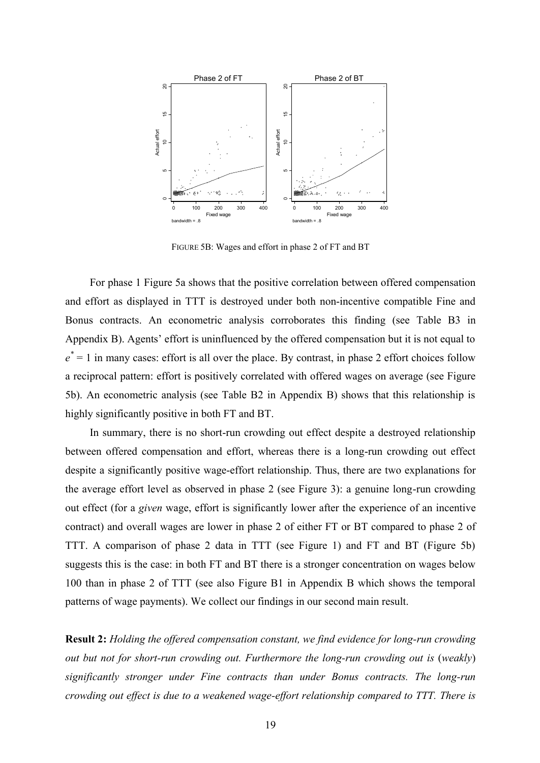FIGURE 5B: Wages and effort in phase 2 of FT and BT

For phase 1 Figure 5a shows that the positive correlation between offered compensation and effort as displayed in TTT is destroyed under both non-incentive compatible Fine and Bonus contracts. An econometric analysis corroborates this finding (see Table B3 in Appendix B). Agents' effort is uninfluenced by the offered compensation but it is not equal to $e^* = 1$ in many cases: effort is all over the place. By contrast, in phase 2 effort choices follow a reciprocal pattern: effort is positively correlated with offered wages on average (see Figure 5b). An econometric analysis (see Table B2 in Appendix B) shows that this relationship is highly significantly positive in both FT and BT.

In summary, there is no short-run crowding out effect despite a destroyed relationship between offered compensation and effort, whereas there is a long-run crowding out effect despite a significantly positive wage-effort relationship. Thus, there are two explanations for the average effort level as observed in phase 2 (see Figure 3): a genuine long-run crowding out effect (for a *given* wage, effort is significantly lower after the experience of an incentive contract) and overall wages are lower in phase 2 of either FT or BT compared to phase 2 of TTT. A comparison of phase 2 data in TTT (see Figure 1) and FT and BT (Figure 5b) suggests this is the case: in both FT and BT there is a stronger concentration on wages below 100 than in phase 2 of TTT (see also Figure B1 in Appendix B which shows the temporal patterns of wage payments). We collect our findings in our second main result.

**Result 2:** *Holding the offered compensation constant, we find evidence for long-run crowding out but not for short-run crowding out. Furthermore the long-run crowding out is* (*weakly*) *significantly stronger under Fine contracts than under Bonus contracts. The long-run crowding out effect is due to a weakened wage-effort relationship compared to TTT. There is*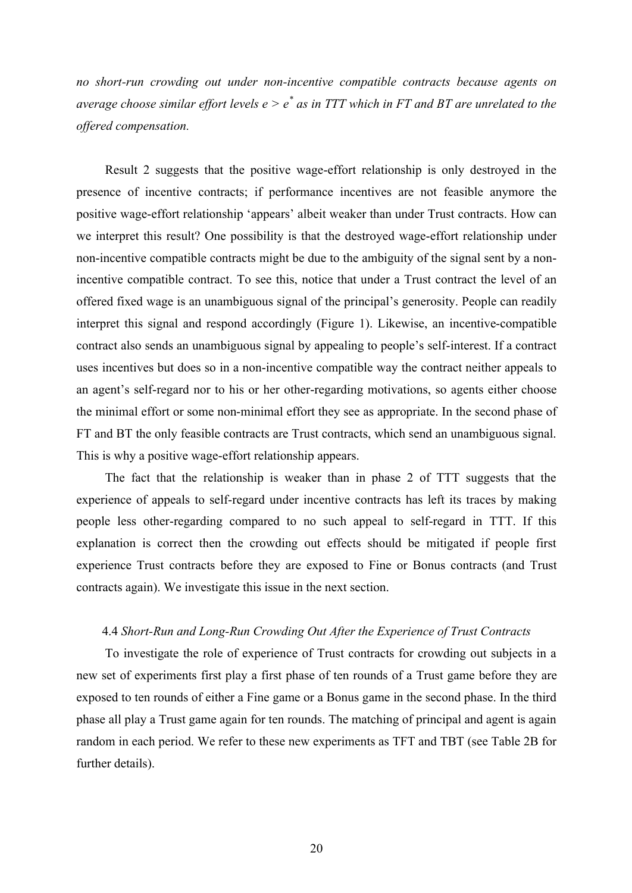*no short-run crowding out under non-incentive compatible contracts because agents on average choose similar effort levels $e > e^*$ as in TTT which in FT and BT are unrelated to the offered compensation.*

Result 2 suggests that the positive wage-effort relationship is only destroyed in the presence of incentive contracts; if performance incentives are not feasible anymore the positive wage-effort relationship 'appears' albeit weaker than under Trust contracts. How can we interpret this result? One possibility is that the destroyed wage-effort relationship under non-incentive compatible contracts might be due to the ambiguity of the signal sent by a non-incentive compatible contract. To see this, notice that under a Trust contract the level of an offered fixed wage is an unambiguous signal of the principal's generosity. People can readily interpret this signal and respond accordingly (Figure 1). Likewise, an incentive-compatible contract also sends an unambiguous signal by appealing to people's self-interest. If a contract uses incentives but does so in a non-incentive compatible way the contract neither appeals to an agent's self-regard nor to his or her other-regarding motivations, so agents either choose the minimal effort or some non-minimal effort they see as appropriate. In the second phase of FT and BT the only feasible contracts are Trust contracts, which send an unambiguous signal. This is why a positive wage-effort relationship appears.

The fact that the relationship is weaker than in phase 2 of TTT suggests that the experience of appeals to self-regard under incentive contracts has left its traces by making people less other-regarding compared to no such appeal to self-regard in TTT. If this explanation is correct then the crowding out effects should be mitigated if people first experience Trust contracts before they are exposed to Fine or Bonus contracts (and Trust contracts again). We investigate this issue in the next section.

### 4.4 *Short-Run and Long-Run Crowding Out After the Experience of Trust Contracts*

To investigate the role of experience of Trust contracts for crowding out subjects in a new set of experiments first play a first phase of ten rounds of a Trust game before they are exposed to ten rounds of either a Fine game or a Bonus game in the second phase. In the third phase all play a Trust game again for ten rounds. The matching of principal and agent is again random in each period. We refer to these new experiments as TFT and TBT (see Table 2B for further details).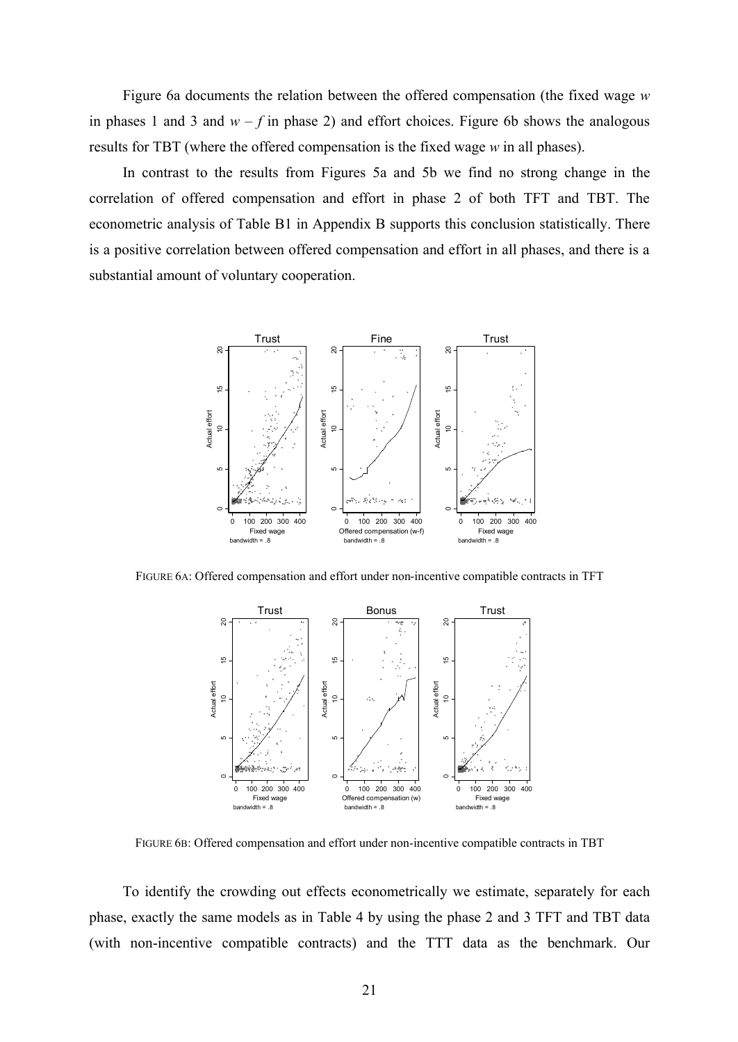Figure 6a documents the relation between the offered compensation (the fixed wage $w$ in phases 1 and 3 and $w - f$ in phase 2) and effort choices. Figure 6b shows the analogous results for TBT (where the offered compensation is the fixed wage $w$ in all phases).

In contrast to the results from Figures 5a and 5b we find no strong change in the correlation of offered compensation and effort in phase 2 of both TFT and TBT. The econometric analysis of Table B1 in Appendix B supports this conclusion statistically. There is a positive correlation between offered compensation and effort in all phases, and there is a substantial amount of voluntary cooperation.

FIGURE 6A: Offered compensation and effort under non-incentive compatible contracts in TFT

FIGURE 6B: Offered compensation and effort under non-incentive compatible contracts in TBT

To identify the crowding out effects econometrically we estimate, separately for each phase, exactly the same models as in Table 4 by using the phase 2 and 3 TFT and TBT data (with non-incentive compatible contracts) and the TTT data as the benchmark. Our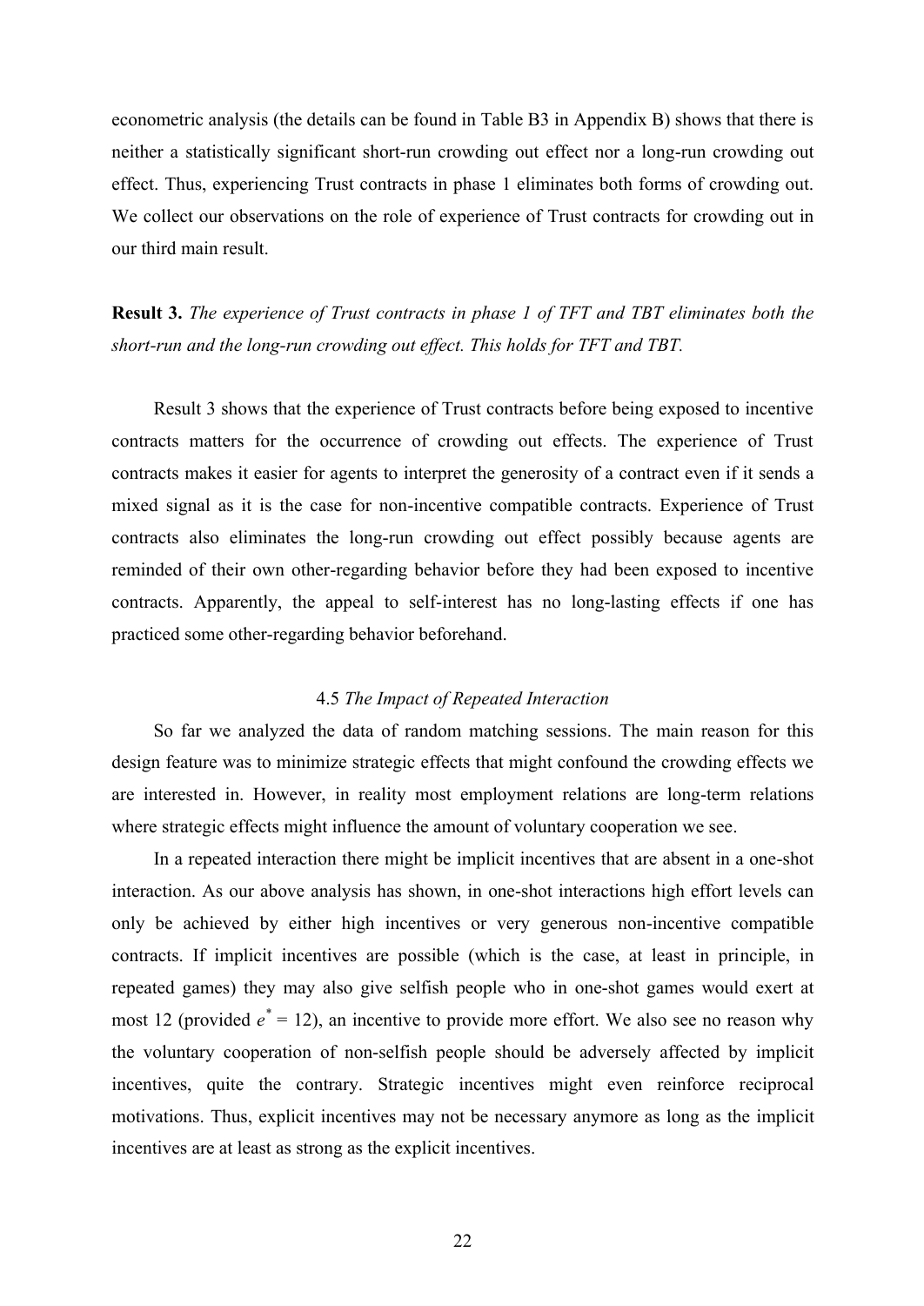econometric analysis (the details can be found in Table B3 in Appendix B) shows that there is neither a statistically significant short-run crowding out effect nor a long-run crowding out effect. Thus, experiencing Trust contracts in phase 1 eliminates both forms of crowding out. We collect our observations on the role of experience of Trust contracts for crowding out in our third main result.

**Result 3.** *The experience of Trust contracts in phase 1 of TFT and TBT eliminates both the short-run and the long-run crowding out effect. This holds for TFT and TBT.*

Result 3 shows that the experience of Trust contracts before being exposed to incentive contracts matters for the occurrence of crowding out effects. The experience of Trust contracts makes it easier for agents to interpret the generosity of a contract even if it sends a mixed signal as it is the case for non-incentive compatible contracts. Experience of Trust contracts also eliminates the long-run crowding out effect possibly because agents are reminded of their own other-regarding behavior before they had been exposed to incentive contracts. Apparently, the appeal to self-interest has no long-lasting effects if one has practiced some other-regarding behavior beforehand.

### 4.5 *The Impact of Repeated Interaction*

So far we analyzed the data of random matching sessions. The main reason for this design feature was to minimize strategic effects that might confound the crowding effects we are interested in. However, in reality most employment relations are long-term relations where strategic effects might influence the amount of voluntary cooperation we see.

In a repeated interaction there might be implicit incentives that are absent in a one-shot interaction. As our above analysis has shown, in one-shot interactions high effort levels can only be achieved by either high incentives or very generous non-incentive compatible contracts. If implicit incentives are possible (which is the case, at least in principle, in repeated games) they may also give selfish people who in one-shot games would exert at most 12 (provided $e^* = 12$), an incentive to provide more effort. We also see no reason why the voluntary cooperation of non-selfish people should be adversely affected by implicit incentives, quite the contrary. Strategic incentives might even reinforce reciprocal motivations. Thus, explicit incentives may not be necessary anymore as long as the implicit incentives are at least as strong as the explicit incentives.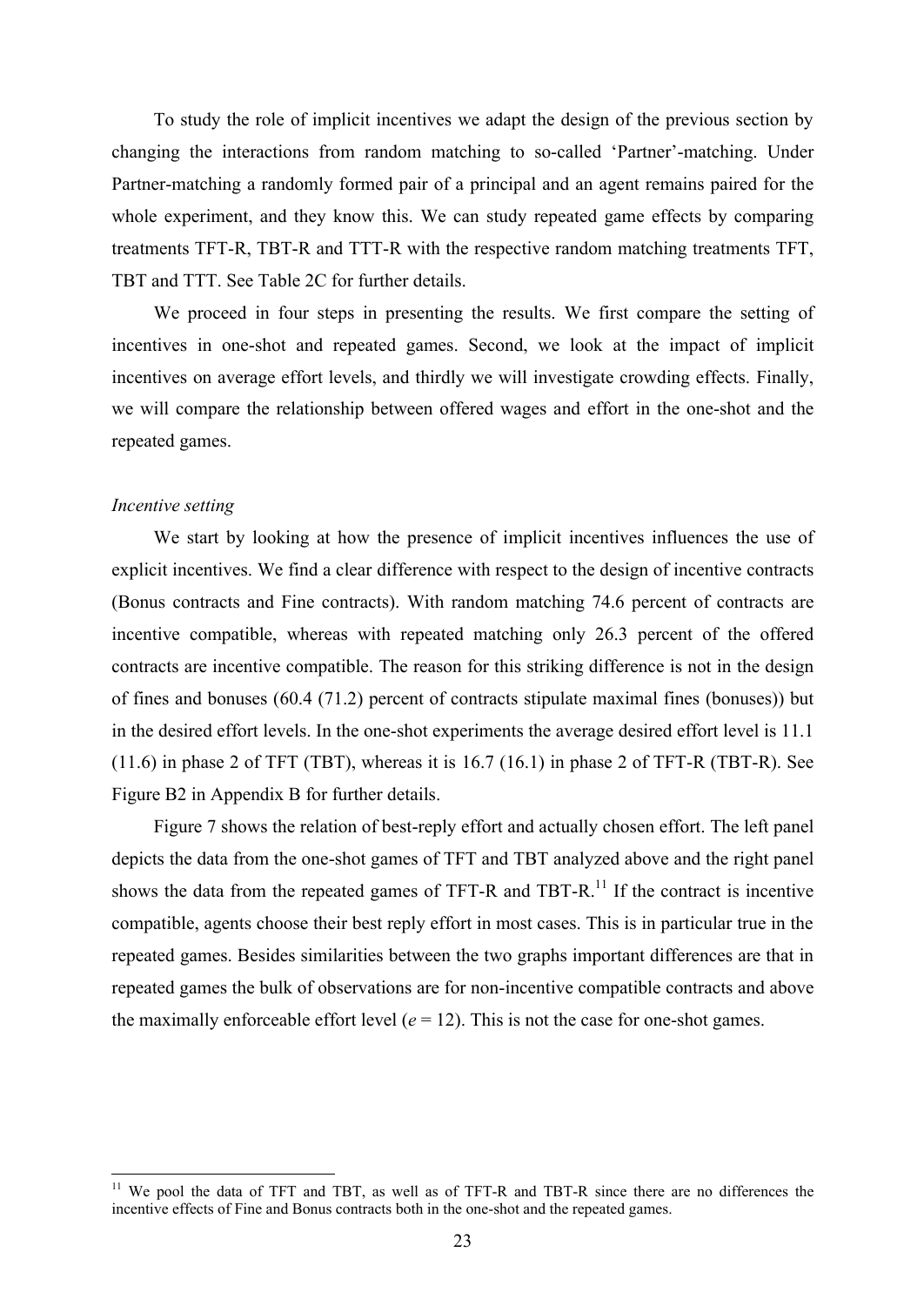To study the role of implicit incentives we adapt the design of the previous section by changing the interactions from random matching to so-called 'Partner'-matching. Under Partner-matching a randomly formed pair of a principal and an agent remains paired for the whole experiment, and they know this. We can study repeated game effects by comparing treatments TFT-R, TBT-R and TTT-R with the respective random matching treatments TFT, TBT and TTT. See Table 2C for further details.

We proceed in four steps in presenting the results. We first compare the setting of incentives in one-shot and repeated games. Second, we look at the impact of implicit incentives on average effort levels, and thirdly we will investigate crowding effects. Finally, we will compare the relationship between offered wages and effort in the one-shot and the repeated games.

*Incentive setting*

We start by looking at how the presence of implicit incentives influences the use of explicit incentives. We find a clear difference with respect to the design of incentive contracts (Bonus contracts and Fine contracts). With random matching 74.6 percent of contracts are incentive compatible, whereas with repeated matching only 26.3 percent of the offered contracts are incentive compatible. The reason for this striking difference is not in the design of fines and bonuses (60.4 (71.2) percent of contracts stipulate maximal fines (bonuses)) but in the desired effort levels. In the one-shot experiments the average desired effort level is 11.1 (11.6) in phase 2 of TFT (TBT), whereas it is 16.7 (16.1) in phase 2 of TFT-R (TBT-R). See Figure B2 in Appendix B for further details.

Figure 7 shows the relation of best-reply effort and actually chosen effort. The left panel depicts the data from the one-shot games of TFT and TBT analyzed above and the right panel shows the data from the repeated games of TFT-R and TBT-R.[11] If the contract is incentive compatible, agents choose their best reply effort in most cases. This is in particular true in the repeated games. Besides similarities between the two graphs important differences are that in repeated games the bulk of observations are for non-incentive compatible contracts and above the maximally enforceable effort level ($e = 12$). This is not the case for one-shot games.

[11] We pool the data of TFT and TBT, as well as of TFT-R and TBT-R since there are no differences the incentive effects of Fine and Bonus contracts both in the one-shot and the repeated games.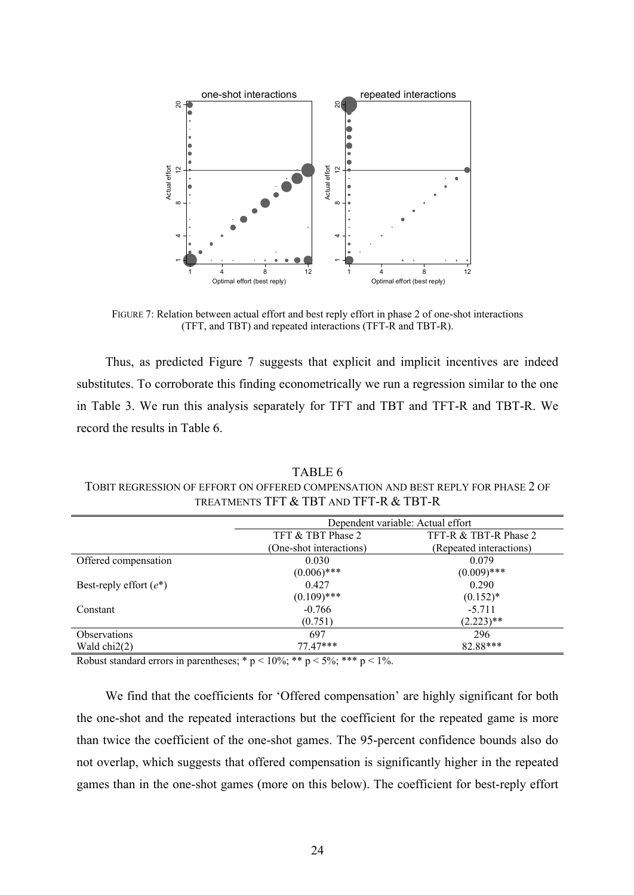FIGURE 7: Relation between actual effort and best reply effort in phase 2 of one-shot interactions (TFT, and TBT) and repeated interactions (TFT-R and TBT-R).

Thus, as predicted Figure 7 suggests that explicit and implicit incentives are indeed substitutes. To corroborate this finding econometrically we run a regression similar to the one in Table 3. We run this analysis separately for TFT and TBT and TFT-R and TBT-R. We record the results in Table 6.

TABLE 6
TOBIT REGRESSION OF EFFORT ON OFFERED COMPENSATION AND BEST REPLY FOR PHASE 2 OF TREATMENTS TFT & TBT AND TFT-R & TBT-R

| | Dependent variable: Actual effort | |
|---|---|---|
| | TFT & TBT Phase 2 (One-shot interactions) | TFT-R & TBT-R Phase 2 (Repeated interactions) |
| Offered compensation | 0.030 | 0.079 |
| | (0.006)*** | (0.009)*** |
| Best-reply effort ($e$*) | 0.427 | 0.290 |
| | (0.109)*** | (0.152)* |
| Constant | -0.766 | -5.711 |
| | (0.751) | (2.223)** |
| Observations | 697 | 296 |
| Wald chi2(2) | 77.47*** | 82.88*** |

Robust standard errors in parentheses; * p < 10%; ** p < 5%; *** p < 1%.

We find that the coefficients for 'Offered compensation' are highly significant for both the one-shot and the repeated interactions but the coefficient for the repeated game is more than twice the coefficient of the one-shot games. The 95-percent confidence bounds also do not overlap, which suggests that offered compensation is significantly higher in the repeated games than in the one-shot games (more on this below). The coefficient for best-reply effort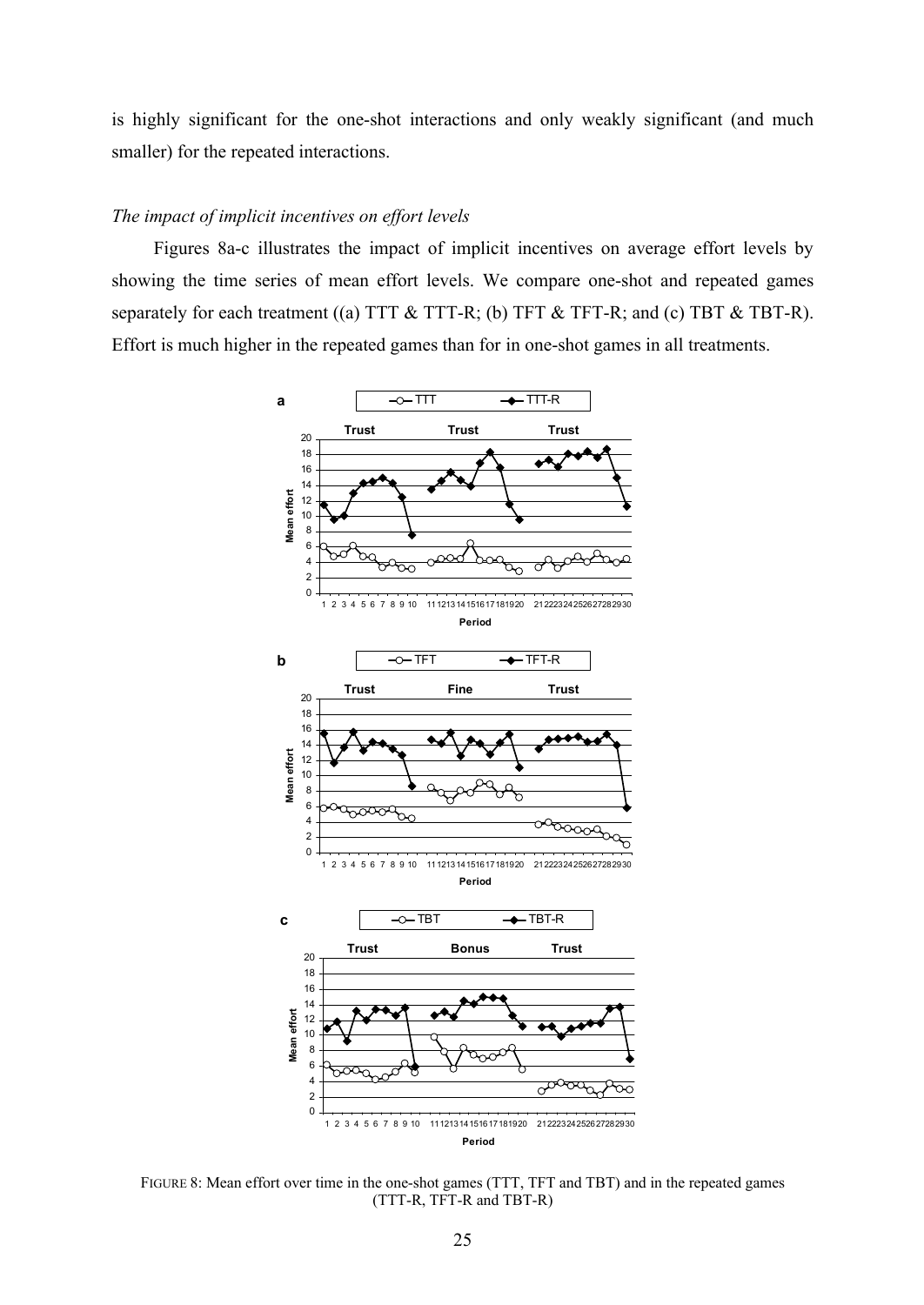is highly significant for the one-shot interactions and only weakly significant (and much smaller) for the repeated interactions.

*The impact of implicit incentives on effort levels*

Figures 8a-c illustrates the impact of implicit incentives on average effort levels by showing the time series of mean effort levels. We compare one-shot and repeated games separately for each treatment ((a) TTT & TTT-R; (b) TFT & TFT-R; and (c) TBT & TBT-R). Effort is much higher in the repeated games than for in one-shot games in all treatments.

FIGURE 8: Mean effort over time in the one-shot games (TTT, TFT and TBT) and in the repeated games (TTT-R, TFT-R and TBT-R)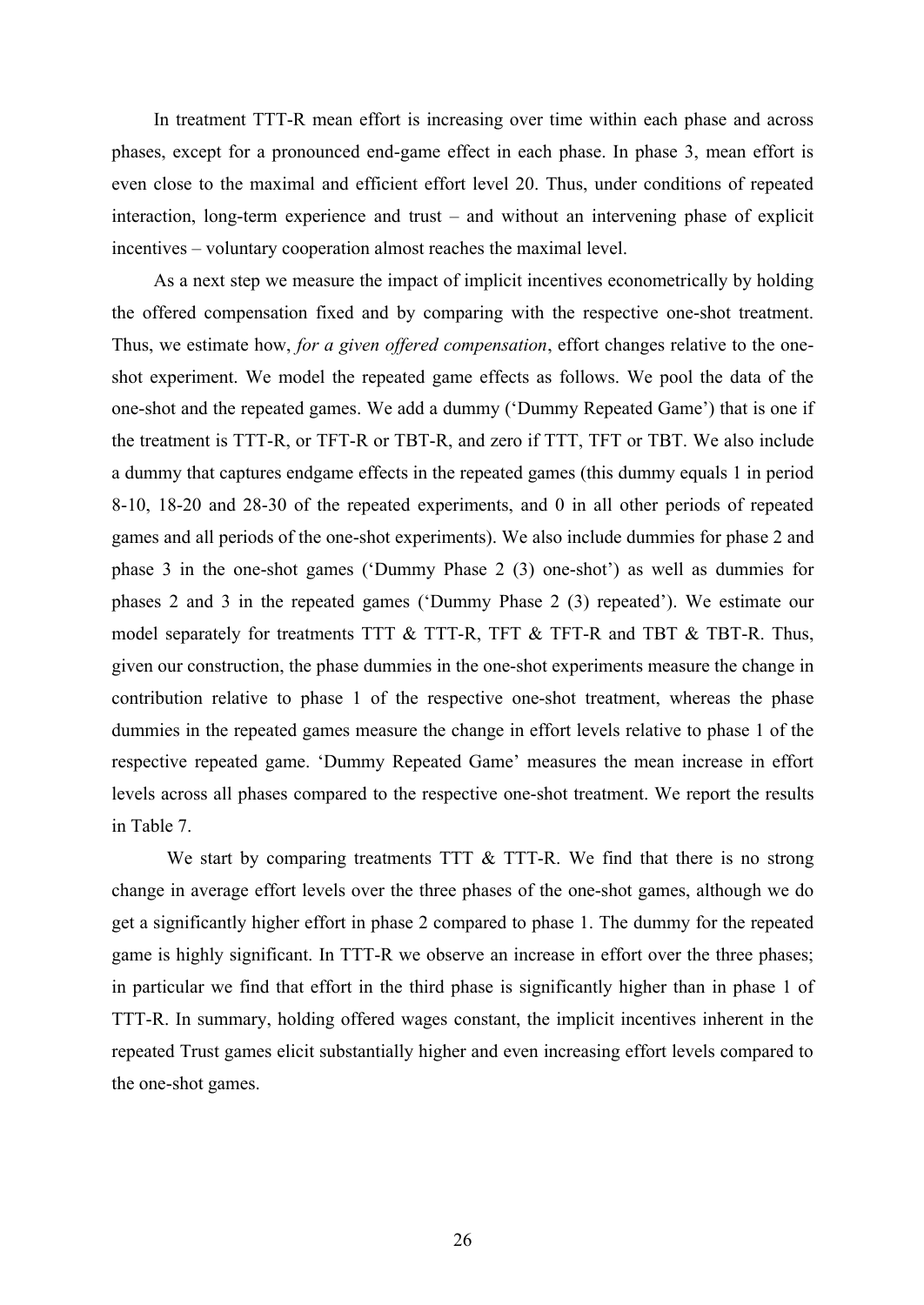In treatment TTT-R mean effort is increasing over time within each phase and across phases, except for a pronounced end-game effect in each phase. In phase 3, mean effort is even close to the maximal and efficient effort level 20. Thus, under conditions of repeated interaction, long-term experience and trust – and without an intervening phase of explicit incentives – voluntary cooperation almost reaches the maximal level.

As a next step we measure the impact of implicit incentives econometrically by holding the offered compensation fixed and by comparing with the respective one-shot treatment. Thus, we estimate how, *for a given offered compensation*, effort changes relative to the one-shot experiment. We model the repeated game effects as follows. We pool the data of the one-shot and the repeated games. We add a dummy ('Dummy Repeated Game') that is one if the treatment is TTT-R, or TFT-R or TBT-R, and zero if TTT, TFT or TBT. We also include a dummy that captures endgame effects in the repeated games (this dummy equals 1 in period 8-10, 18-20 and 28-30 of the repeated experiments, and 0 in all other periods of repeated games and all periods of the one-shot experiments). We also include dummies for phase 2 and phase 3 in the one-shot games ('Dummy Phase 2 (3) one-shot') as well as dummies for phases 2 and 3 in the repeated games ('Dummy Phase 2 (3) repeated'). We estimate our model separately for treatments TTT & TTT-R, TFT & TFT-R and TBT & TBT-R. Thus, given our construction, the phase dummies in the one-shot experiments measure the change in contribution relative to phase 1 of the respective one-shot treatment, whereas the phase dummies in the repeated games measure the change in effort levels relative to phase 1 of the respective repeated game. 'Dummy Repeated Game' measures the mean increase in effort levels across all phases compared to the respective one-shot treatment. We report the results in Table 7.

We start by comparing treatments TTT & TTT-R. We find that there is no strong change in average effort levels over the three phases of the one-shot games, although we do get a significantly higher effort in phase 2 compared to phase 1. The dummy for the repeated game is highly significant. In TTT-R we observe an increase in effort over the three phases; in particular we find that effort in the third phase is significantly higher than in phase 1 of TTT-R. In summary, holding offered wages constant, the implicit incentives inherent in the repeated Trust games elicit substantially higher and even increasing effort levels compared to the one-shot games.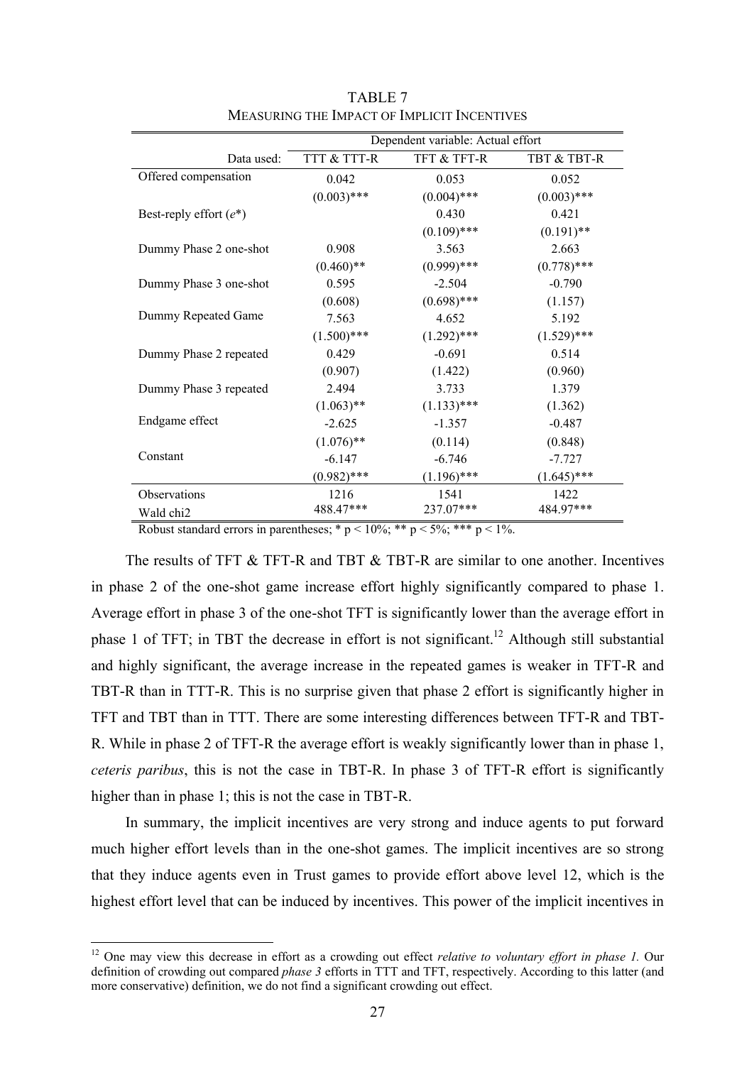TABLE 7

MEASURING THE IMPACT OF IMPLICIT INCENTIVES

| | Dependent variable: Actual effort | | |
|---|---|---|---|
| Data used: | TTT & TTT-R | TFT & TFT-R | TBT & TBT-R |
| Offered compensation | 0.042 | 0.053 | 0.052 |
| | (0.003)*** | (0.004)*** | (0.003)*** |
| Best-reply effort ($e$*) | | 0.430 | 0.421 |
| | | (0.109)*** | (0.191)** |
| Dummy Phase 2 one-shot | 0.908 | 3.563 | 2.663 |
| | (0.460)** | (0.999)*** | (0.778)*** |
| Dummy Phase 3 one-shot | 0.595 | -2.504 | -0.790 |
| | (0.608) | (0.698)*** | (1.157) |
| Dummy Repeated Game | 7.563 | 4.652 | 5.192 |
| | (1.500)*** | (1.292)*** | (1.529)*** |
| Dummy Phase 2 repeated | 0.429 | -0.691 | 0.514 |
| | (0.907) | (1.422) | (0.960) |
| Dummy Phase 3 repeated | 2.494 | 3.733 | 1.379 |
| | (1.063)** | (1.133)*** | (1.362) |
| Endgame effect | -2.625 | -1.357 | -0.487 |
| | (1.076)** | (0.114) | (0.848) |
| Constant | -6.147 | -6.746 | -7.727 |
| | (0.982)*** | (1.196)*** | (1.645)*** |
| Observations | 1216 | 1541 | 1422 |
| Wald chi2 | 488.47*** | 237.07*** | 484.97*** |

Robust standard errors in parentheses; * p < 10%; ** p < 5%; *** p < 1%.

The results of TFT & TFT-R and TBT & TBT-R are similar to one another. Incentives in phase 2 of the one-shot game increase effort highly significantly compared to phase 1. Average effort in phase 3 of the one-shot TFT is significantly lower than the average effort in phase 1 of TFT; in TBT the decrease in effort is not significant.[12] Although still substantial and highly significant, the average increase in the repeated games is weaker in TFT-R and TBT-R than in TTT-R. This is no surprise given that phase 2 effort is significantly higher in TFT and TBT than in TTT. There are some interesting differences between TFT-R and TBT-R. While in phase 2 of TFT-R the average effort is weakly significantly lower than in phase 1, *ceteris paribus*, this is not the case in TBT-R. In phase 3 of TFT-R effort is significantly higher than in phase 1; this is not the case in TBT-R.

In summary, the implicit incentives are very strong and induce agents to put forward much higher effort levels than in the one-shot games. The implicit incentives are so strong that they induce agents even in Trust games to provide effort above level 12, which is the highest effort level that can be induced by incentives. This power of the implicit incentives in

[12] One may view this decrease in effort as a crowding out effect *relative to voluntary effort in phase 1.* Our definition of crowding out compared *phase 3* efforts in TTT and TFT, respectively. According to this latter (and more conservative) definition, we do not find a significant crowding out effect.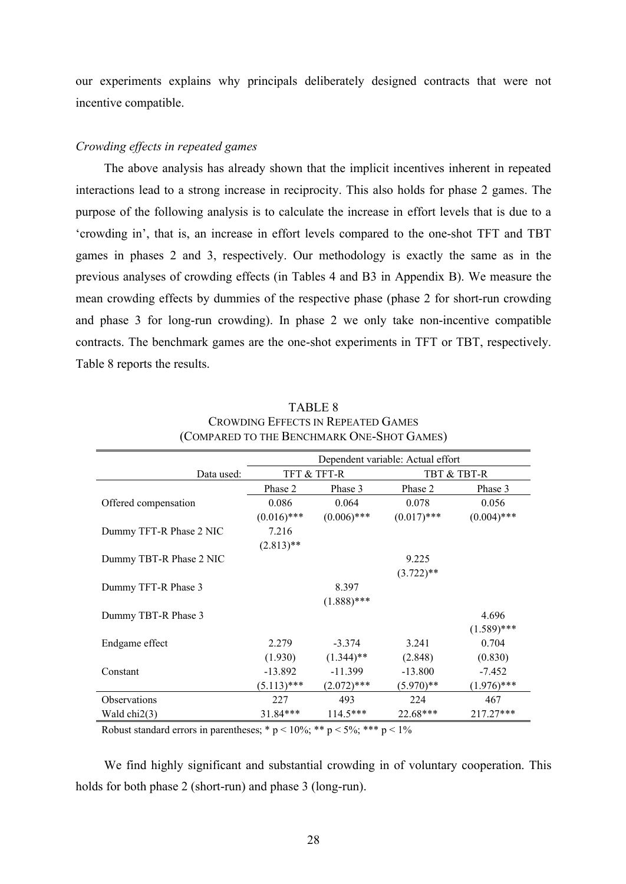our experiments explains why principals deliberately designed contracts that were not incentive compatible.

*Crowding effects in repeated games*

The above analysis has already shown that the implicit incentives inherent in repeated interactions lead to a strong increase in reciprocity. This also holds for phase 2 games. The purpose of the following analysis is to calculate the increase in effort levels that is due to a 'crowding in', that is, an increase in effort levels compared to the one-shot TFT and TBT games in phases 2 and 3, respectively. Our methodology is exactly the same as in the previous analyses of crowding effects (in Tables 4 and B3 in Appendix B). We measure the mean crowding effects by dummies of the respective phase (phase 2 for short-run crowding and phase 3 for long-run crowding). In phase 2 we only take non-incentive compatible contracts. The benchmark games are the one-shot experiments in TFT or TBT, respectively. Table 8 reports the results.

TABLE 8
CROWDING EFFECTS IN REPEATED GAMES
(COMPARED TO THE BENCHMARK ONE-SHOT GAMES)

| | Dependent variable: Actual effort | | | |
|---|---|---|---|---|
| Data used: | TFT & TFT-R | | TBT & TBT-R | |
| | Phase 2 | Phase 3 | Phase 2 | Phase 3 |
| Offered compensation | 0.086 | 0.064 | 0.078 | 0.056 |
| | (0.016)*** | (0.006)*** | (0.017)*** | (0.004)*** |
| Dummy TFT-R Phase 2 NIC | 7.216 | | | |
| | (2.813)** | | | |
| Dummy TBT-R Phase 2 NIC | | | 9.225 | |
| | | | (3.722)** | |
| Dummy TFT-R Phase 3 | | 8.397 | | |
| | | (1.888)*** | | |
| Dummy TBT-R Phase 3 | | | | 4.696 |
| | | | | (1.589)*** |
| Endgame effect | 2.279 | -3.374 | 3.241 | 0.704 |
| | (1.930) | (1.344)** | (2.848) | (0.830) |
| Constant | -13.892 | -11.399 | -13.800 | -7.452 |
| | (5.113)*** | (2.072)*** | (5.970)** | (1.976)*** |
| Observations | 227 | 493 | 224 | 467 |
| Wald chi2(3) | 31.84*** | 114.5*** | 22.68*** | 217.27*** |

Robust standard errors in parentheses; * p < 10%; ** p < 5%; *** p < 1%

We find highly significant and substantial crowding in of voluntary cooperation. This holds for both phase 2 (short-run) and phase 3 (long-run).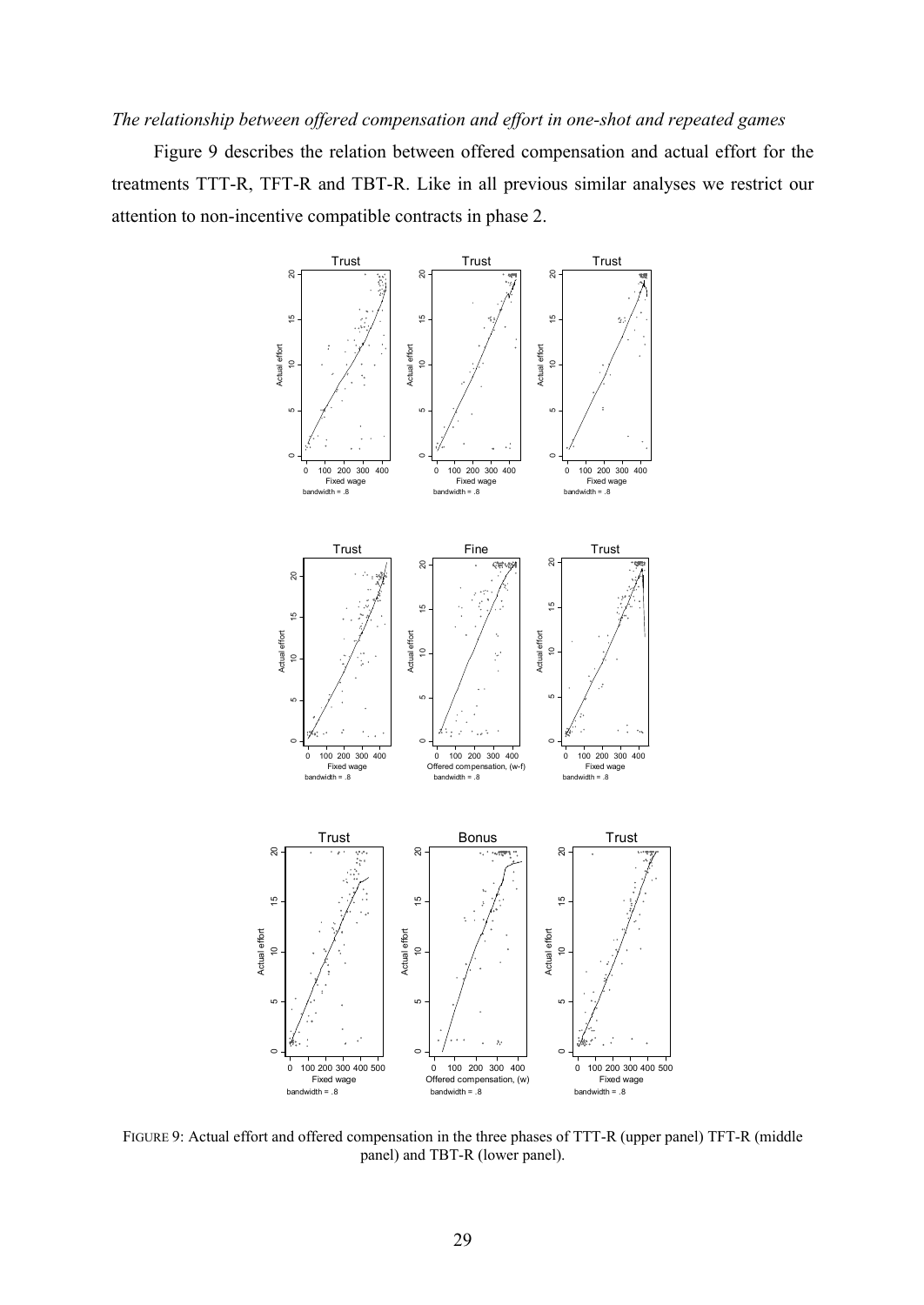*The relationship between offered compensation and effort in one-shot and repeated games*

Figure 9 describes the relation between offered compensation and actual effort for the treatments TTT-R, TFT-R and TBT-R. Like in all previous similar analyses we restrict our attention to non-incentive compatible contracts in phase 2.

FIGURE 9: Actual effort and offered compensation in the three phases of TTT-R (upper panel) TFT-R (middle panel) and TBT-R (lower panel).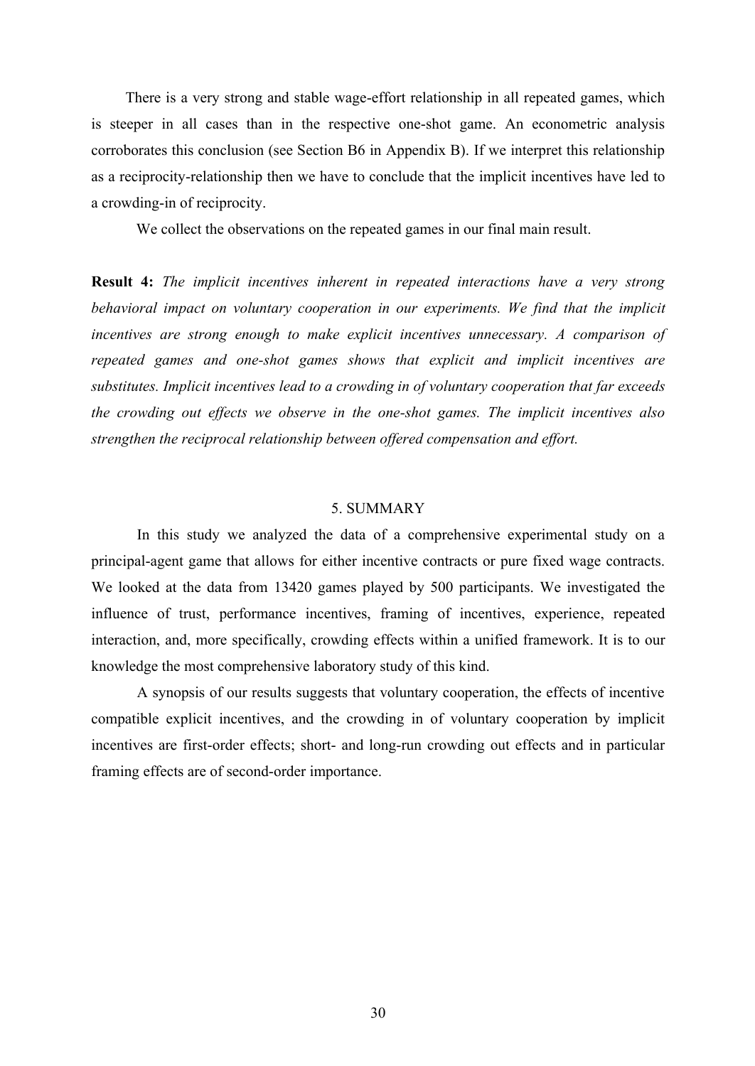There is a very strong and stable wage-effort relationship in all repeated games, which is steeper in all cases than in the respective one-shot game. An econometric analysis corroborates this conclusion (see Section B6 in Appendix B). If we interpret this relationship as a reciprocity-relationship then we have to conclude that the implicit incentives have led to a crowding-in of reciprocity.

We collect the observations on the repeated games in our final main result.

**Result 4:** *The implicit incentives inherent in repeated interactions have a very strong behavioral impact on voluntary cooperation in our experiments. We find that the implicit incentives are strong enough to make explicit incentives unnecessary. A comparison of repeated games and one-shot games shows that explicit and implicit incentives are substitutes. Implicit incentives lead to a crowding in of voluntary cooperation that far exceeds the crowding out effects we observe in the one-shot games. The implicit incentives also strengthen the reciprocal relationship between offered compensation and effort.*

## 5. SUMMARY

In this study we analyzed the data of a comprehensive experimental study on a principal-agent game that allows for either incentive contracts or pure fixed wage contracts. We looked at the data from 13420 games played by 500 participants. We investigated the influence of trust, performance incentives, framing of incentives, experience, repeated interaction, and, more specifically, crowding effects within a unified framework. It is to our knowledge the most comprehensive laboratory study of this kind.

A synopsis of our results suggests that voluntary cooperation, the effects of incentive compatible explicit incentives, and the crowding in of voluntary cooperation by implicit incentives are first-order effects; short- and long-run crowding out effects and in particular framing effects are of second-order importance.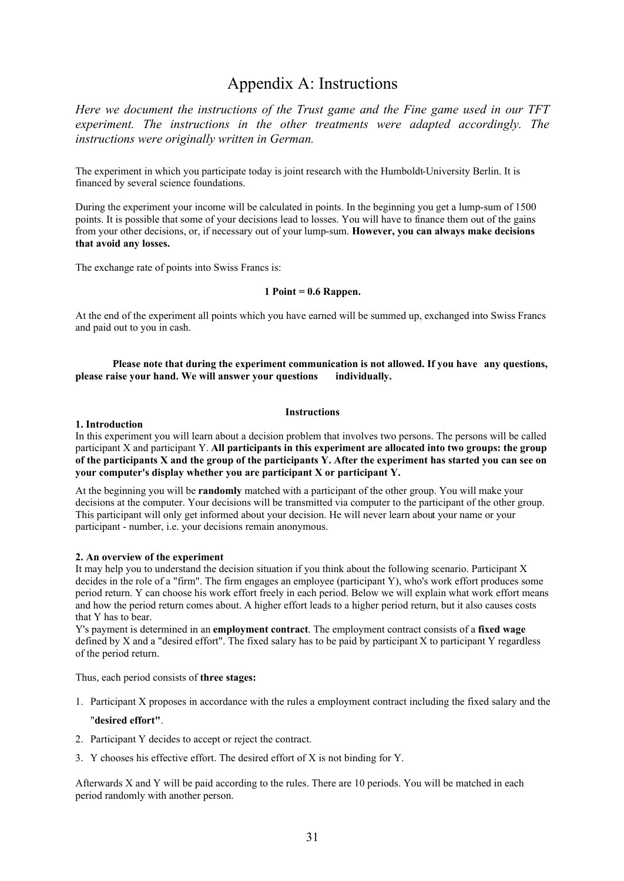# Appendix A: Instructions

*Here we document the instructions of the Trust game and the Fine game used in our TFT experiment. The instructions in the other treatments were adapted accordingly. The instructions were originally written in German.*

The experiment in which you participate today is joint research with the Humboldt-University Berlin. It is financed by several science foundations.

During the experiment your income will be calculated in points. In the beginning you get a lump-sum of 1500 points. It is possible that some of your decisions lead to losses. You will have to finance them out of the gains from your other decisions, or, if necessary out of your lump-sum. **However, you can always make decisions that avoid any losses.**

The exchange rate of points into Swiss Francs is:

**1 Point = 0.6 Rappen.**

At the end of the experiment all points which you have earned will be summed up, exchanged into Swiss Francs and paid out to you in cash.

**Please note that during the experiment communication is not allowed. If you have any questions, please raise your hand. We will answer your questions individually.**

**Instructions**

**1. Introduction**

In this experiment you will learn about a decision problem that involves two persons. The persons will be called participant X and participant Y. **All participants in this experiment are allocated into two groups: the group of the participants X and the group of the participants Y. After the experiment has started you can see on your computer's display whether you are participant X or participant Y.**

At the beginning you will be **randomly** matched with a participant of the other group. You will make your decisions at the computer. Your decisions will be transmitted via computer to the participant of the other group. This participant will only get informed about your decision. He will never learn about your name or your participant - number, i.e. your decisions remain anonymous.

**2. An overview of the experiment**

It may help you to understand the decision situation if you think about the following scenario. Participant X decides in the role of a "firm". The firm engages an employee (participant Y), who's work effort produces some period return. Y can choose his work effort freely in each period. Below we will explain what work effort means and how the period return comes about. A higher effort leads to a higher period return, but it also causes costs that Y has to bear.

Y's payment is determined in an **employment contract**. The employment contract consists of a **fixed wage** defined by X and a "desired effort". The fixed salary has to be paid by participant X to participant Y regardless of the period return.

Thus, each period consists of **three stages:**

1. Participant X proposes in accordance with the rules a employment contract including the fixed salary and the "**desired effort"**.
2. Participant Y decides to accept or reject the contract.
3. Y chooses his effective effort. The desired effort of X is not binding for Y.

Afterwards X and Y will be paid according to the rules. There are 10 periods. You will be matched in each period randomly with another person.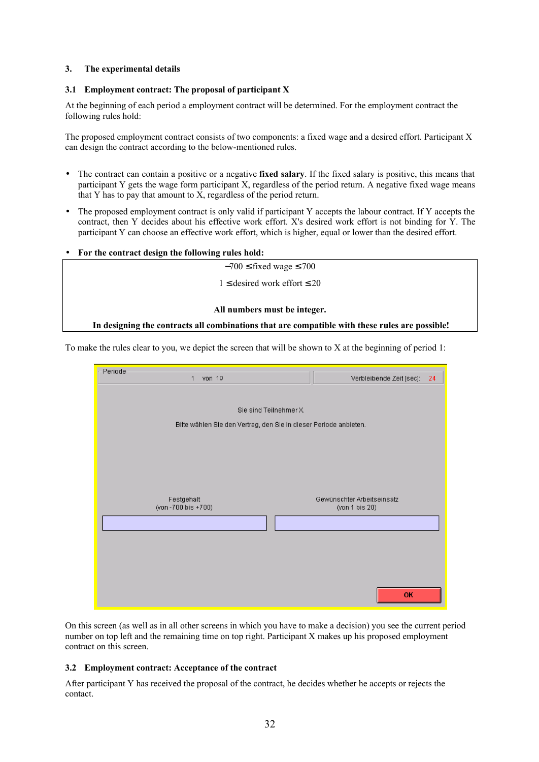## 3. The experimental details

### 3.1 Employment contract: The proposal of participant X

At the beginning of each period a employment contract will be determined. For the employment contract the following rules hold:

The proposed employment contract consists of two components: a fixed wage and a desired effort. Participant X can design the contract according to the below-mentioned rules.

- The contract can contain a positive or a negative **fixed salary**. If the fixed salary is positive, this means that participant Y gets the wage form participant X, regardless of the period return. A negative fixed wage means that Y has to pay that amount to X, regardless of the period return.
- The proposed employment contract is only valid if participant Y accepts the labour contract. If Y accepts the contract, then Y decides about his effective work effort. X's desired work effort is not binding for Y. The participant Y can choose an effective work effort, which is higher, equal or lower than the desired effort.
- **For the contract design the following rules hold:**

$$-700 \leq \text{fixed wage} \leq 700$$

$$1 \leq \text{desired work effort} \leq 20$$

**All numbers must be integer.**

**In designing the contracts all combinations that are compatible with these rules are possible!**

To make the rules clear to you, we depict the screen that will be shown to X at the beginning of period 1:

Periode 1 von 10 | Verbleibende Zeit [sec]: 24

Sie sind Teilnehmer X.

Bitte wählen Sie den Vertrag, den Sie in dieser Periode anbieten.

Festgehalt (von -700 bis +700) | Gewünschter Arbeitseinsatz (von 1 bis 20)

OK

On this screen (as well as in all other screens in which you have to make a decision) you see the current period number on top left and the remaining time on top right. Participant X makes up his proposed employment contract on this screen.

### 3.2 Employment contract: Acceptance of the contract

After participant Y has received the proposal of the contract, he decides whether he accepts or rejects the contact.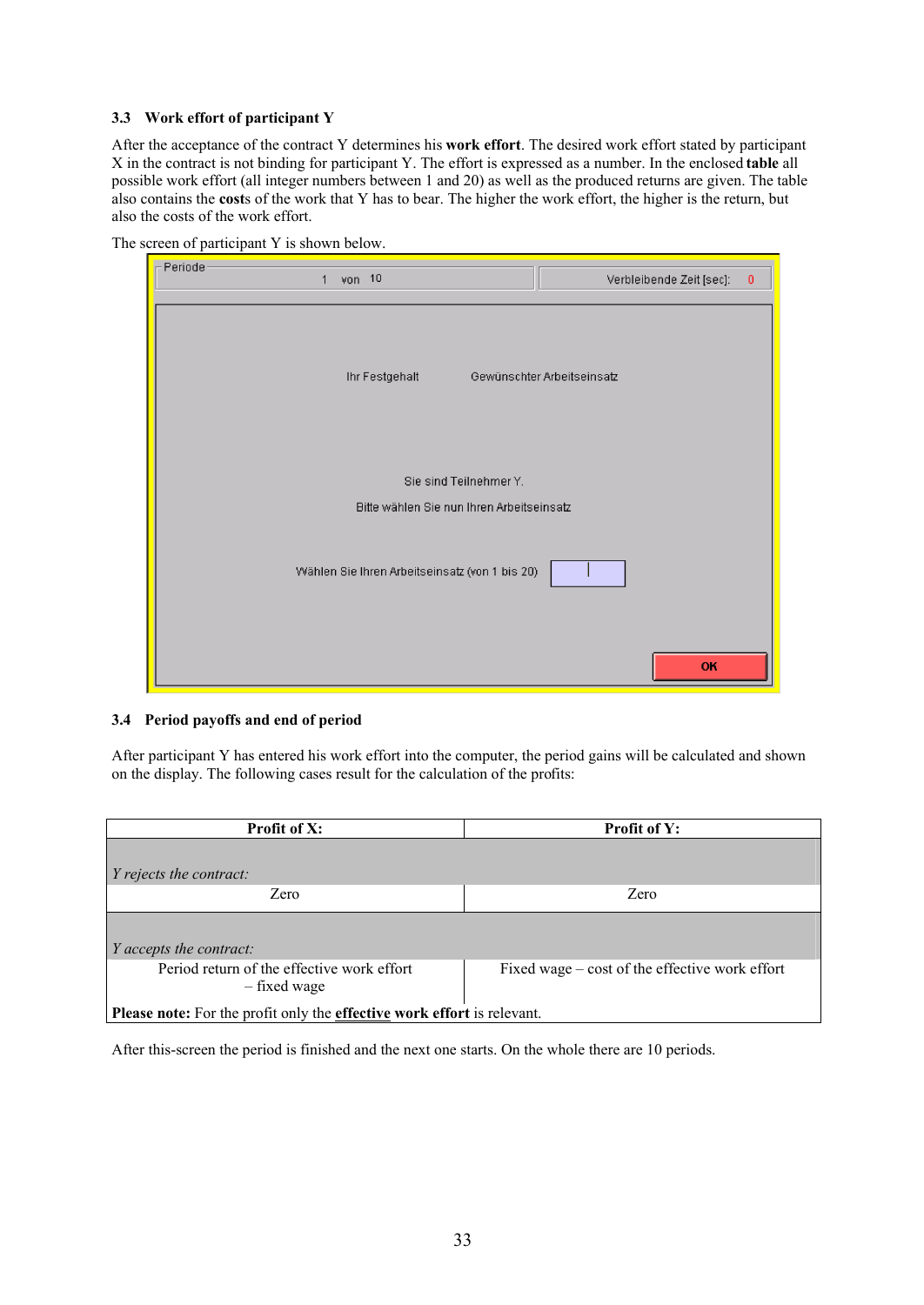### 3.3 Work effort of participant Y

After the acceptance of the contract Y determines his **work effort**. The desired work effort stated by participant X in the contract is not binding for participant Y. The effort is expressed as a number. In the enclosed **table** all possible work effort (all integer numbers between 1 and 20) as well as the produced returns are given. The table also contains the **cost**s of the work that Y has to bear. The higher the work effort, the higher is the return, but also the costs of the work effort.

The screen of participant Y is shown below.

Periode 1 von 10 | Verbleibende Zeit [sec]: 0

Ihr Festgehalt | Gewünschter Arbeitseinsatz

Sie sind Teilnehmer Y.

Bitte wählen Sie nun Ihren Arbeitseinsatz

Wählen Sie Ihren Arbeitseinsatz (von 1 bis 20)

OK

### 3.4 Period payoffs and end of period

After participant Y has entered his work effort into the computer, the period gains will be calculated and shown on the display. The following cases result for the calculation of the profits:

| Profit of X: | Profit of Y: |
|---|---|
| *Y rejects the contract:* | |
| Zero | Zero |
| *Y accepts the contract:* | |
| Period return of the effective work effort – fixed wage | Fixed wage – cost of the effective work effort |
| **Please note:** For the profit only the **effective work effort** is relevant. | |

After this-screen the period is finished and the next one starts. On the whole there are 10 periods.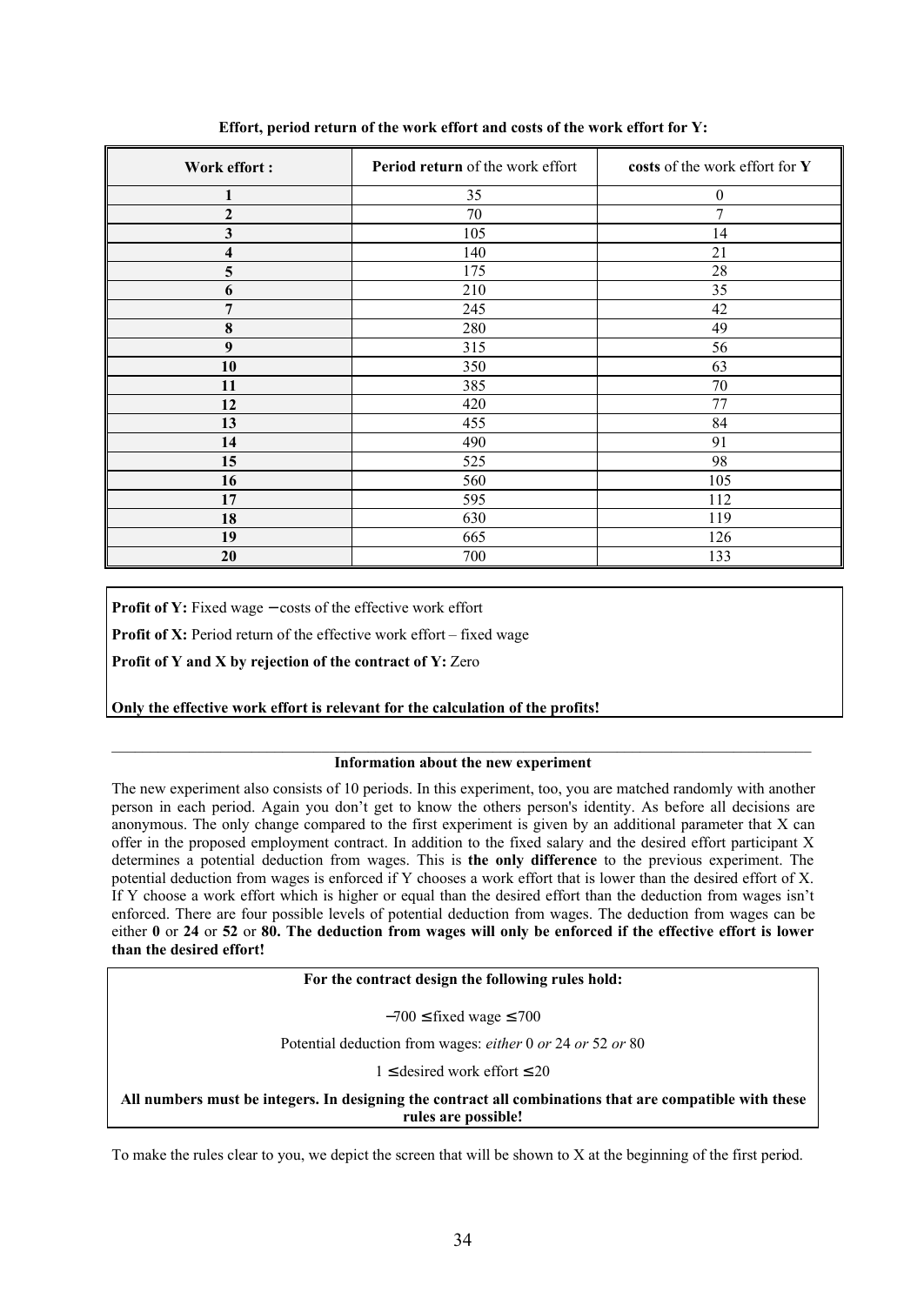**Effort, period return of the work effort and costs of the work effort for Y:**

| **Work effort :** | **Period return** of the work effort | **costs** of the work effort for **Y** |
|---|---|---|
| **1** | 35 | 0 |
| **2** | 70 | 7 |
| **3** | 105 | 14 |
| **4** | 140 | 21 |
| **5** | 175 | 28 |
| **6** | 210 | 35 |
| **7** | 245 | 42 |
| **8** | 280 | 49 |
| **9** | 315 | 56 |
| **10** | 350 | 63 |
| **11** | 385 | 70 |
| **12** | 420 | 77 |
| **13** | 455 | 84 |
| **14** | 490 | 91 |
| **15** | 525 | 98 |
| **16** | 560 | 105 |
| **17** | 595 | 112 |
| **18** | 630 | 119 |
| **19** | 665 | 126 |
| **20** | 700 | 133 |

**Profit of Y:** Fixed wage − costs of the effective work effort

**Profit of X:** Period return of the effective work effort – fixed wage

**Profit of Y and X by rejection of the contract of Y:** Zero

**Only the effective work effort is relevant for the calculation of the profits!**

---

**Information about the new experiment**

The new experiment also consists of 10 periods. In this experiment, too, you are matched randomly with another person in each period. Again you don't get to know the others person's identity. As before all decisions are anonymous. The only change compared to the first experiment is given by an additional parameter that X can offer in the proposed employment contract. In addition to the fixed salary and the desired effort participant X determines a potential deduction from wages. This is **the only difference** to the previous experiment. The potential deduction from wages is enforced if Y chooses a work effort that is lower than the desired effort of X. If Y choose a work effort which is higher or equal than the desired effort than the deduction from wages isn't enforced. There are four possible levels of potential deduction from wages. The deduction from wages can be either **0** or **24** or **52** or **80. The deduction from wages will only be enforced if the effective effort is lower than the desired effort!**

**For the contract design the following rules hold:**

$-700 \leq$ fixed wage $\leq 700$

Potential deduction from wages: *either* 0 *or* 24 *or* 52 *or* 80

$1 \leq$ desired work effort $\leq 20$

**All numbers must be integers. In designing the contract all combinations that are compatible with these rules are possible!**

To make the rules clear to you, we depict the screen that will be shown to X at the beginning of the first period.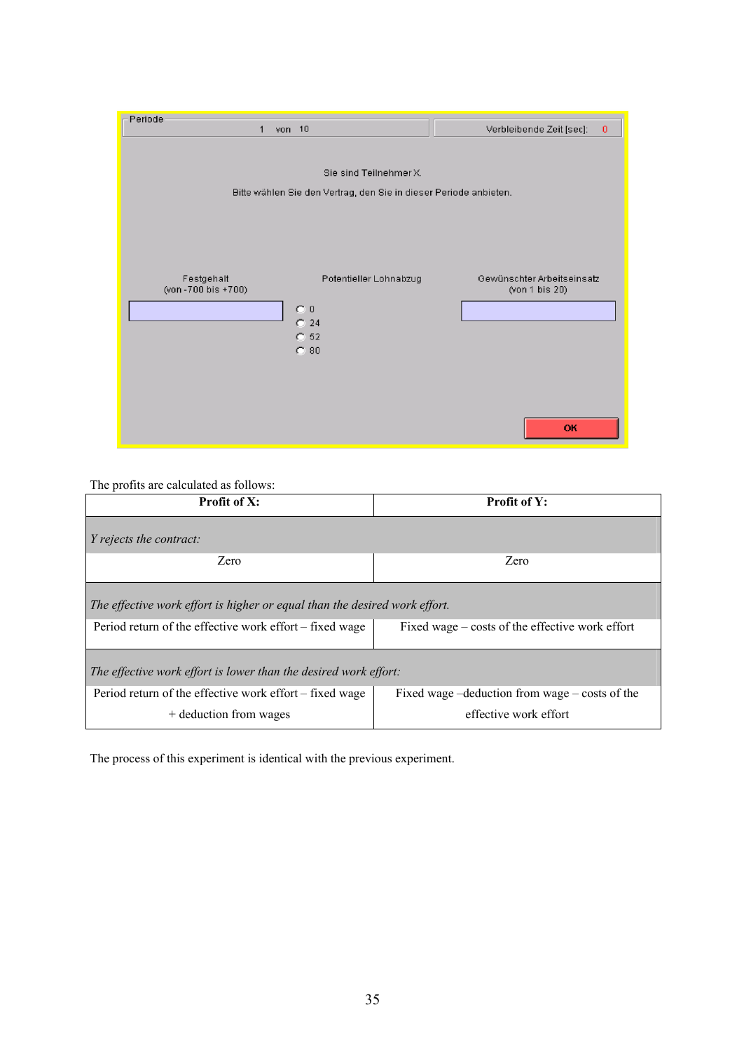Periode 1 von 10 Verbleibende Zeit [sec]: 0

Sie sind Teilnehmer X.

Bitte wählen Sie den Vertrag, den Sie in dieser Periode anbieten.

| Festgehalt (von -700 bis +700) | Potentieller Lohnabzug | Gewünschter Arbeitseinsatz (von 1 bis 20) |
|---|---|---|
| | ○ 0<br>○ 24<br>○ 52<br>○ 80 | |

OK

The profits are calculated as follows:

| **Profit of X:** | **Profit of Y:** |
|---|---|
| *Y rejects the contract:* | |
| Zero | Zero |
| *The effective work effort is higher or equal than the desired work effort.* | |
| Period return of the effective work effort – fixed wage | Fixed wage – costs of the effective work effort |
| *The effective work effort is lower than the desired work effort:* | |
| Period return of the effective work effort – fixed wage + deduction from wages | Fixed wage –deduction from wage – costs of the effective work effort |

The process of this experiment is identical with the previous experiment.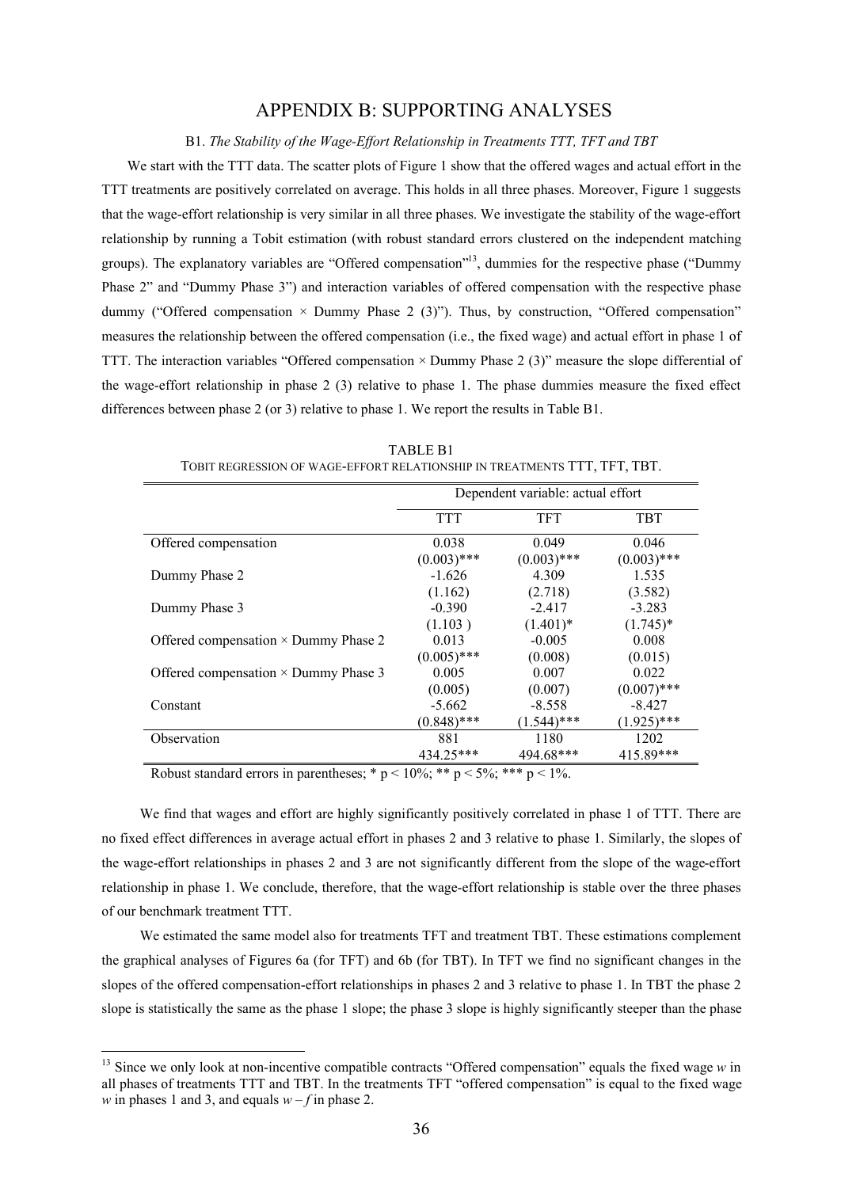# APPENDIX B: SUPPORTING ANALYSES

B1. *The Stability of the Wage-Effort Relationship in Treatments TTT, TFT and TBT*

We start with the TTT data. The scatter plots of Figure 1 show that the offered wages and actual effort in the TTT treatments are positively correlated on average. This holds in all three phases. Moreover, Figure 1 suggests that the wage-effort relationship is very similar in all three phases. We investigate the stability of the wage-effort relationship by running a Tobit estimation (with robust standard errors clustered on the independent matching groups). The explanatory variables are "Offered compensation"[13], dummies for the respective phase ("Dummy Phase 2" and "Dummy Phase 3") and interaction variables of offered compensation with the respective phase dummy ("Offered compensation × Dummy Phase 2 (3)"). Thus, by construction, "Offered compensation" measures the relationship between the offered compensation (i.e., the fixed wage) and actual effort in phase 1 of TTT. The interaction variables "Offered compensation × Dummy Phase 2 (3)" measure the slope differential of the wage-effort relationship in phase 2 (3) relative to phase 1. The phase dummies measure the fixed effect differences between phase 2 (or 3) relative to phase 1. We report the results in Table B1.

TABLE B1
TOBIT REGRESSION OF WAGE-EFFORT RELATIONSHIP IN TREATMENTS TTT, TFT, TBT.

| | Dependent variable: actual effort | | |
|---|---|---|---|
| | TTT | TFT | TBT |
| Offered compensation | 0.038 | 0.049 | 0.046 |
| | (0.003)*** | (0.003)*** | (0.003)*** |
| Dummy Phase 2 | -1.626 | 4.309 | 1.535 |
| | (1.162) | (2.718) | (3.582) |
| Dummy Phase 3 | -0.390 | -2.417 | -3.283 |
| | (1.103 ) | (1.401)* | (1.745)* |
| Offered compensation × Dummy Phase 2 | 0.013 | -0.005 | 0.008 |
| | (0.005)*** | (0.008) | (0.015) |
| Offered compensation × Dummy Phase 3 | 0.005 | 0.007 | 0.022 |
| | (0.005) | (0.007) | (0.007)*** |
| Constant | -5.662 | -8.558 | -8.427 |
| | (0.848)*** | (1.544)*** | (1.925)*** |
| Observation | 881 | 1180 | 1202 |
| | 434.25*** | 494.68*** | 415.89*** |

Robust standard errors in parentheses; * $p < 10\%$; ** $p < 5\%$; *** $p < 1\%$.

We find that wages and effort are highly significantly positively correlated in phase 1 of TTT. There are no fixed effect differences in average actual effort in phases 2 and 3 relative to phase 1. Similarly, the slopes of the wage-effort relationships in phases 2 and 3 are not significantly different from the slope of the wage-effort relationship in phase 1. We conclude, therefore, that the wage-effort relationship is stable over the three phases of our benchmark treatment TTT.

We estimated the same model also for treatments TFT and treatment TBT. These estimations complement the graphical analyses of Figures 6a (for TFT) and 6b (for TBT). In TFT we find no significant changes in the slopes of the offered compensation-effort relationships in phases 2 and 3 relative to phase 1. In TBT the phase 2 slope is statistically the same as the phase 1 slope; the phase 3 slope is highly significantly steeper than the phase

[13] Since we only look at non-incentive compatible contracts "Offered compensation" equals the fixed wage $w$ in all phases of treatments TTT and TBT. In the treatments TFT "offered compensation" is equal to the fixed wage $w$ in phases 1 and 3, and equals $w - f$ in phase 2.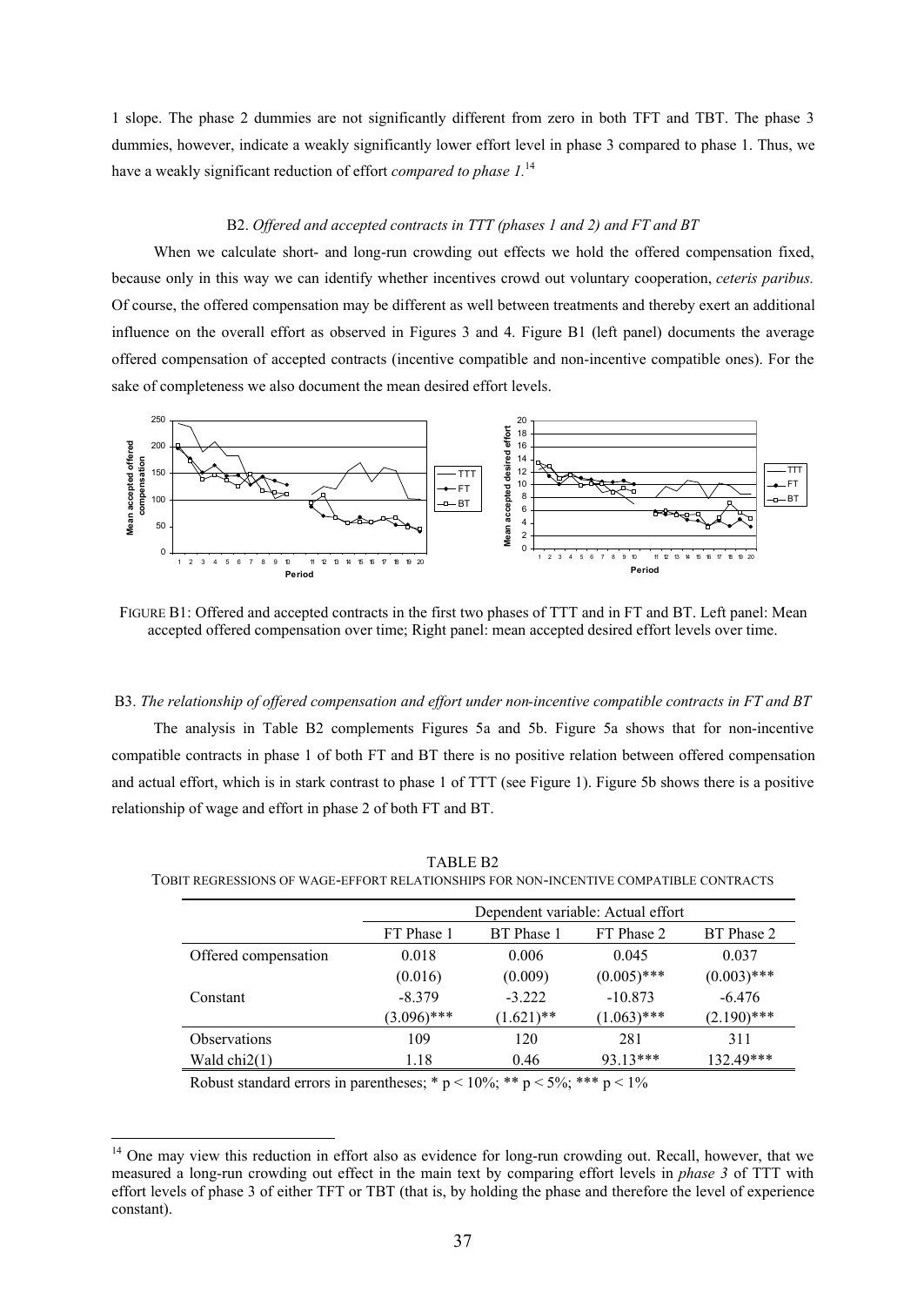1 slope. The phase 2 dummies are not significantly different from zero in both TFT and TBT. The phase 3 dummies, however, indicate a weakly significantly lower effort level in phase 3 compared to phase 1. Thus, we have a weakly significant reduction of effort *compared to phase 1.*[14]

### B2. *Offered and accepted contracts in TTT (phases 1 and 2) and FT and BT*

When we calculate short- and long-run crowding out effects we hold the offered compensation fixed, because only in this way we can identify whether incentives crowd out voluntary cooperation, *ceteris paribus.* Of course, the offered compensation may be different as well between treatments and thereby exert an additional influence on the overall effort as observed in Figures 3 and 4. Figure B1 (left panel) documents the average offered compensation of accepted contracts (incentive compatible and non-incentive compatible ones). For the sake of completeness we also document the mean desired effort levels.

FIGURE B1: Offered and accepted contracts in the first two phases of TTT and in FT and BT. Left panel: Mean accepted offered compensation over time; Right panel: mean accepted desired effort levels over time.

### B3. *The relationship of offered compensation and effort under non-incentive compatible contracts in FT and BT*

The analysis in Table B2 complements Figures 5a and 5b. Figure 5a shows that for non-incentive compatible contracts in phase 1 of both FT and BT there is no positive relation between offered compensation and actual effort, which is in stark contrast to phase 1 of TTT (see Figure 1). Figure 5b shows there is a positive relationship of wage and effort in phase 2 of both FT and BT.

TABLE B2
TOBIT REGRESSIONS OF WAGE-EFFORT RELATIONSHIPS FOR NON-INCENTIVE COMPATIBLE CONTRACTS

| | Dependent variable: Actual effort | | | |
|---|---|---|---|---|
| | FT Phase 1 | BT Phase 1 | FT Phase 2 | BT Phase 2 |
| Offered compensation | 0.018 | 0.006 | 0.045 | 0.037 |
| | (0.016) | (0.009) | (0.005)*** | (0.003)*** |
| Constant | -8.379 | -3.222 | -10.873 | -6.476 |
| | (3.096)*** | (1.621)** | (1.063)*** | (2.190)*** |
| Observations | 109 | 120 | 281 | 311 |
| Wald chi2(1) | 1.18 | 0.46 | 93.13*** | 132.49*** |

Robust standard errors in parentheses; * $p < 10\%$; ** $p < 5\%$; *** $p < 1\%$

[14] One may view this reduction in effort also as evidence for long-run crowding out. Recall, however, that we measured a long-run crowding out effect in the main text by comparing effort levels in *phase 3* of TTT with effort levels of phase 3 of either TFT or TBT (that is, by holding the phase and therefore the level of experience constant).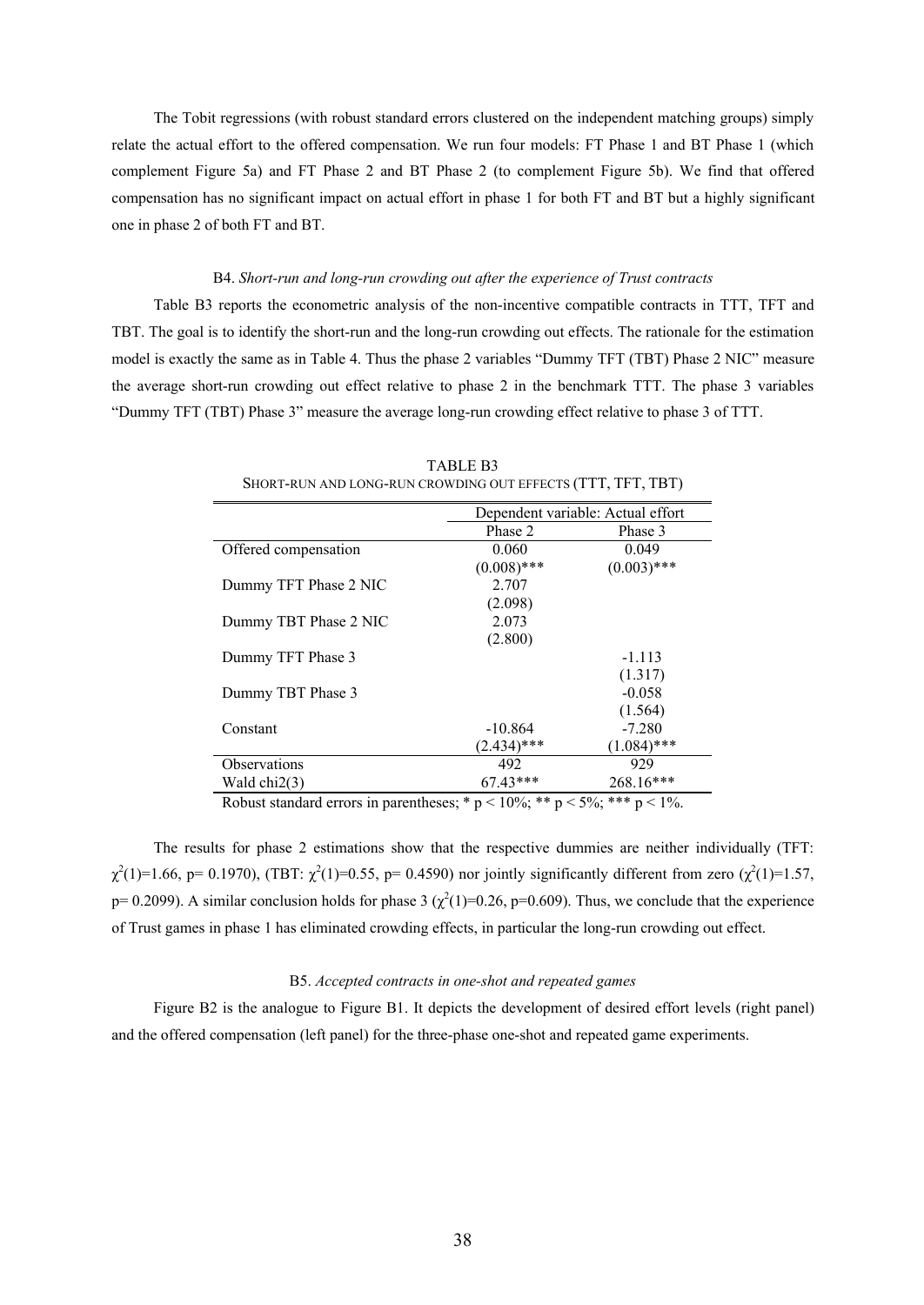The Tobit regressions (with robust standard errors clustered on the independent matching groups) simply relate the actual effort to the offered compensation. We run four models: FT Phase 1 and BT Phase 1 (which complement Figure 5a) and FT Phase 2 and BT Phase 2 (to complement Figure 5b). We find that offered compensation has no significant impact on actual effort in phase 1 for both FT and BT but a highly significant one in phase 2 of both FT and BT.

### B4. *Short-run and long-run crowding out after the experience of Trust contracts*

Table B3 reports the econometric analysis of the non-incentive compatible contracts in TTT, TFT and TBT. The goal is to identify the short-run and the long-run crowding out effects. The rationale for the estimation model is exactly the same as in Table 4. Thus the phase 2 variables "Dummy TFT (TBT) Phase 2 NIC" measure the average short-run crowding out effect relative to phase 2 in the benchmark TTT. The phase 3 variables "Dummy TFT (TBT) Phase 3" measure the average long-run crowding effect relative to phase 3 of TTT.

TABLE B3
SHORT-RUN AND LONG-RUN CROWDING OUT EFFECTS (TTT, TFT, TBT)

| | Dependent variable: Actual effort | |
|---|---|---|
| | Phase 2 | Phase 3 |
| Offered compensation | 0.060 | 0.049 |
| | (0.008)*** | (0.003)*** |
| Dummy TFT Phase 2 NIC | 2.707 | |
| | (2.098) | |
| Dummy TBT Phase 2 NIC | 2.073 | |
| | (2.800) | |
| Dummy TFT Phase 3 | | -1.113 |
| | | (1.317) |
| Dummy TBT Phase 3 | | -0.058 |
| | | (1.564) |
| Constant | -10.864 | -7.280 |
| | (2.434)*** | (1.084)*** |
| Observations | 492 | 929 |
| Wald chi2(3) | 67.43*** | 268.16*** |

Robust standard errors in parentheses; * p < 10%; ** p < 5%; *** p < 1%.

The results for phase 2 estimations show that the respective dummies are neither individually (TFT: $\chi^2(1)$=1.66, p= 0.1970), (TBT: $\chi^2(1)$=0.55, p= 0.4590) nor jointly significantly different from zero ($\chi^2(1)$=1.57, p= 0.2099). A similar conclusion holds for phase 3 ($\chi^2(1)$=0.26, p=0.609). Thus, we conclude that the experience of Trust games in phase 1 has eliminated crowding effects, in particular the long-run crowding out effect.

### B5. *Accepted contracts in one-shot and repeated games*

Figure B2 is the analogue to Figure B1. It depicts the development of desired effort levels (right panel) and the offered compensation (left panel) for the three-phase one-shot and repeated game experiments.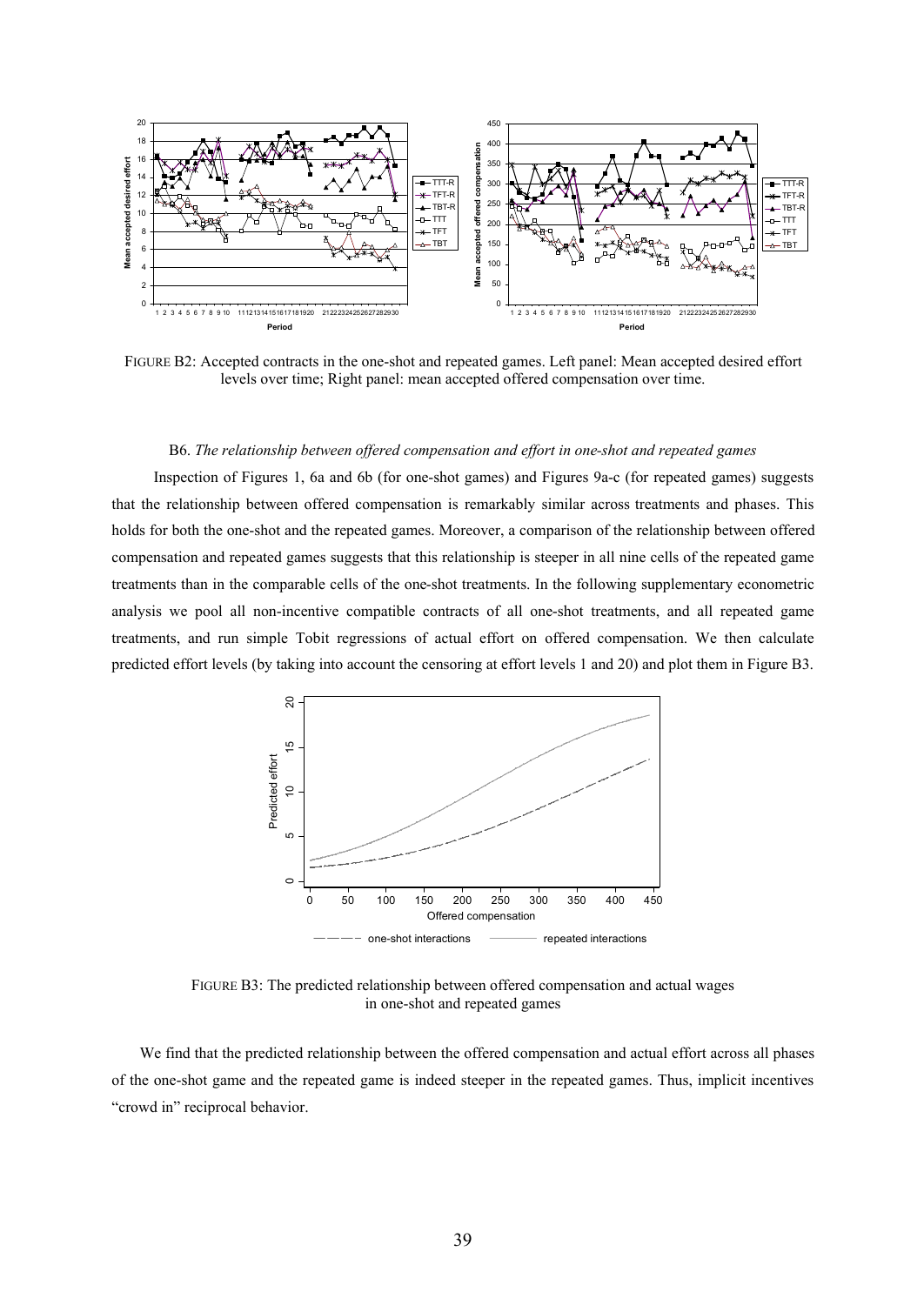FIGURE B2: Accepted contracts in the one-shot and repeated games. Left panel: Mean accepted desired effort levels over time; Right panel: mean accepted offered compensation over time.

B6. *The relationship between offered compensation and effort in one-shot and repeated games*

Inspection of Figures 1, 6a and 6b (for one-shot games) and Figures 9a-c (for repeated games) suggests that the relationship between offered compensation is remarkably similar across treatments and phases. This holds for both the one-shot and the repeated games. Moreover, a comparison of the relationship between offered compensation and repeated games suggests that this relationship is steeper in all nine cells of the repeated game treatments than in the comparable cells of the one-shot treatments. In the following supplementary econometric analysis we pool all non-incentive compatible contracts of all one-shot treatments, and all repeated game treatments, and run simple Tobit regressions of actual effort on offered compensation. We then calculate predicted effort levels (by taking into account the censoring at effort levels 1 and 20) and plot them in Figure B3.

FIGURE B3: The predicted relationship between offered compensation and actual wages in one-shot and repeated games

We find that the predicted relationship between the offered compensation and actual effort across all phases of the one-shot game and the repeated game is indeed steeper in the repeated games. Thus, implicit incentives "crowd in" reciprocal behavior.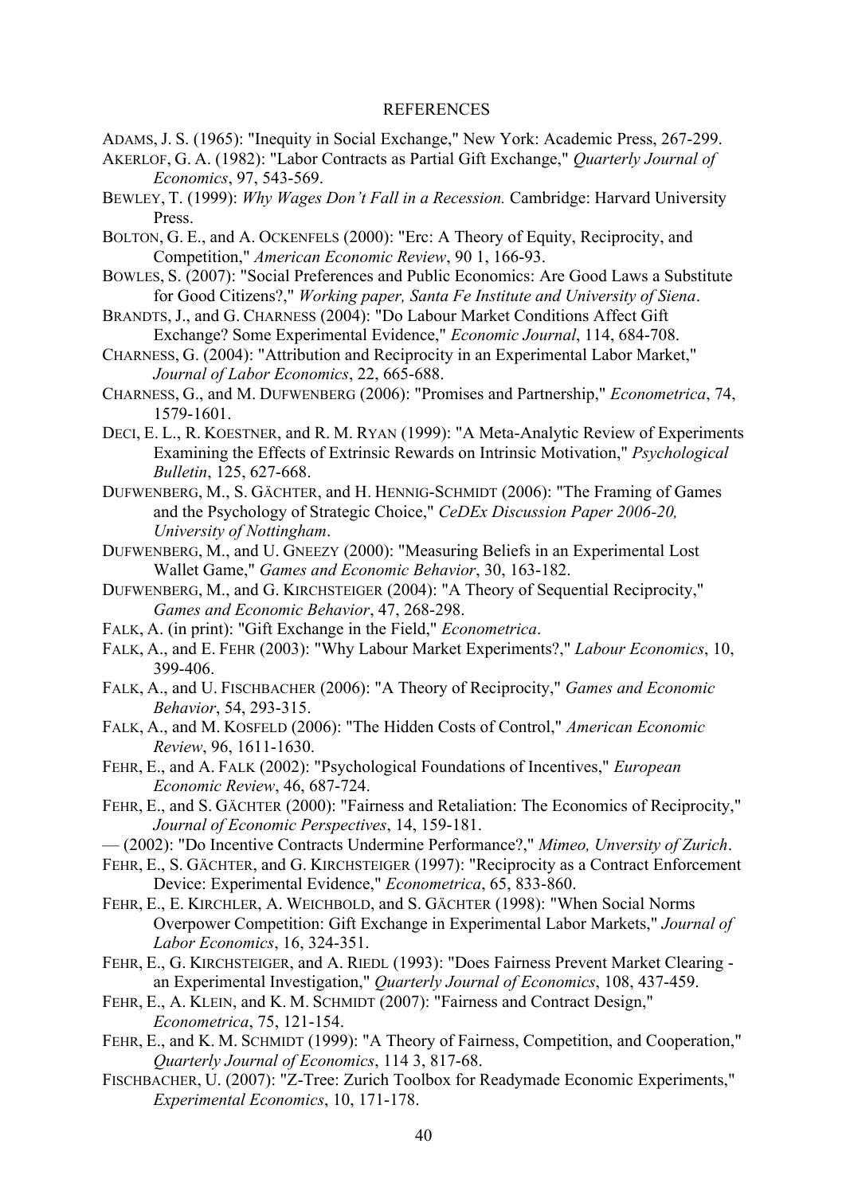## REFERENCES

ADAMS, J. S. (1965): "Inequity in Social Exchange," New York: Academic Press, 267-299.

AKERLOF, G. A. (1982): "Labor Contracts as Partial Gift Exchange," *Quarterly Journal of Economics*, 97, 543-569.

BEWLEY, T. (1999): *Why Wages Don't Fall in a Recession.* Cambridge: Harvard University Press.

BOLTON, G. E., and A. OCKENFELS (2000): "Erc: A Theory of Equity, Reciprocity, and Competition," *American Economic Review*, 90 1, 166-93.

BOWLES, S. (2007): "Social Preferences and Public Economics: Are Good Laws a Substitute for Good Citizens?," *Working paper, Santa Fe Institute and University of Siena*.

BRANDTS, J., and G. CHARNESS (2004): "Do Labour Market Conditions Affect Gift Exchange? Some Experimental Evidence," *Economic Journal*, 114, 684-708.

CHARNESS, G. (2004): "Attribution and Reciprocity in an Experimental Labor Market," *Journal of Labor Economics*, 22, 665-688.

CHARNESS, G., and M. DUFWENBERG (2006): "Promises and Partnership," *Econometrica*, 74, 1579-1601.

DECI, E. L., R. KOESTNER, and R. M. RYAN (1999): "A Meta-Analytic Review of Experiments Examining the Effects of Extrinsic Rewards on Intrinsic Motivation," *Psychological Bulletin*, 125, 627-668.

DUFWENBERG, M., S. GÄCHTER, and H. HENNIG-SCHMIDT (2006): "The Framing of Games and the Psychology of Strategic Choice," *CeDEx Discussion Paper 2006-20, University of Nottingham*.

DUFWENBERG, M., and U. GNEEZY (2000): "Measuring Beliefs in an Experimental Lost Wallet Game," *Games and Economic Behavior*, 30, 163-182.

DUFWENBERG, M., and G. KIRCHSTEIGER (2004): "A Theory of Sequential Reciprocity," *Games and Economic Behavior*, 47, 268-298.

FALK, A. (in print): "Gift Exchange in the Field," *Econometrica*.

FALK, A., and E. FEHR (2003): "Why Labour Market Experiments?," *Labour Economics*, 10, 399-406.

FALK, A., and U. FISCHBACHER (2006): "A Theory of Reciprocity," *Games and Economic Behavior*, 54, 293-315.

FALK, A., and M. KOSFELD (2006): "The Hidden Costs of Control," *American Economic Review*, 96, 1611-1630.

FEHR, E., and A. FALK (2002): "Psychological Foundations of Incentives," *European Economic Review*, 46, 687-724.

FEHR, E., and S. GÄCHTER (2000): "Fairness and Retaliation: The Economics of Reciprocity," *Journal of Economic Perspectives*, 14, 159-181.

— (2002): "Do Incentive Contracts Undermine Performance?," *Mimeo, Unversity of Zurich*.

FEHR, E., S. GÄCHTER, and G. KIRCHSTEIGER (1997): "Reciprocity as a Contract Enforcement Device: Experimental Evidence," *Econometrica*, 65, 833-860.

FEHR, E., E. KIRCHLER, A. WEICHBOLD, and S. GÄCHTER (1998): "When Social Norms Overpower Competition: Gift Exchange in Experimental Labor Markets," *Journal of Labor Economics*, 16, 324-351.

FEHR, E., G. KIRCHSTEIGER, and A. RIEDL (1993): "Does Fairness Prevent Market Clearing - an Experimental Investigation," *Quarterly Journal of Economics*, 108, 437-459.

FEHR, E., A. KLEIN, and K. M. SCHMIDT (2007): "Fairness and Contract Design," *Econometrica*, 75, 121-154.

FEHR, E., and K. M. SCHMIDT (1999): "A Theory of Fairness, Competition, and Cooperation," *Quarterly Journal of Economics*, 114 3, 817-68.

FISCHBACHER, U. (2007): "Z-Tree: Zurich Toolbox for Readymade Economic Experiments," *Experimental Economics*, 10, 171-178.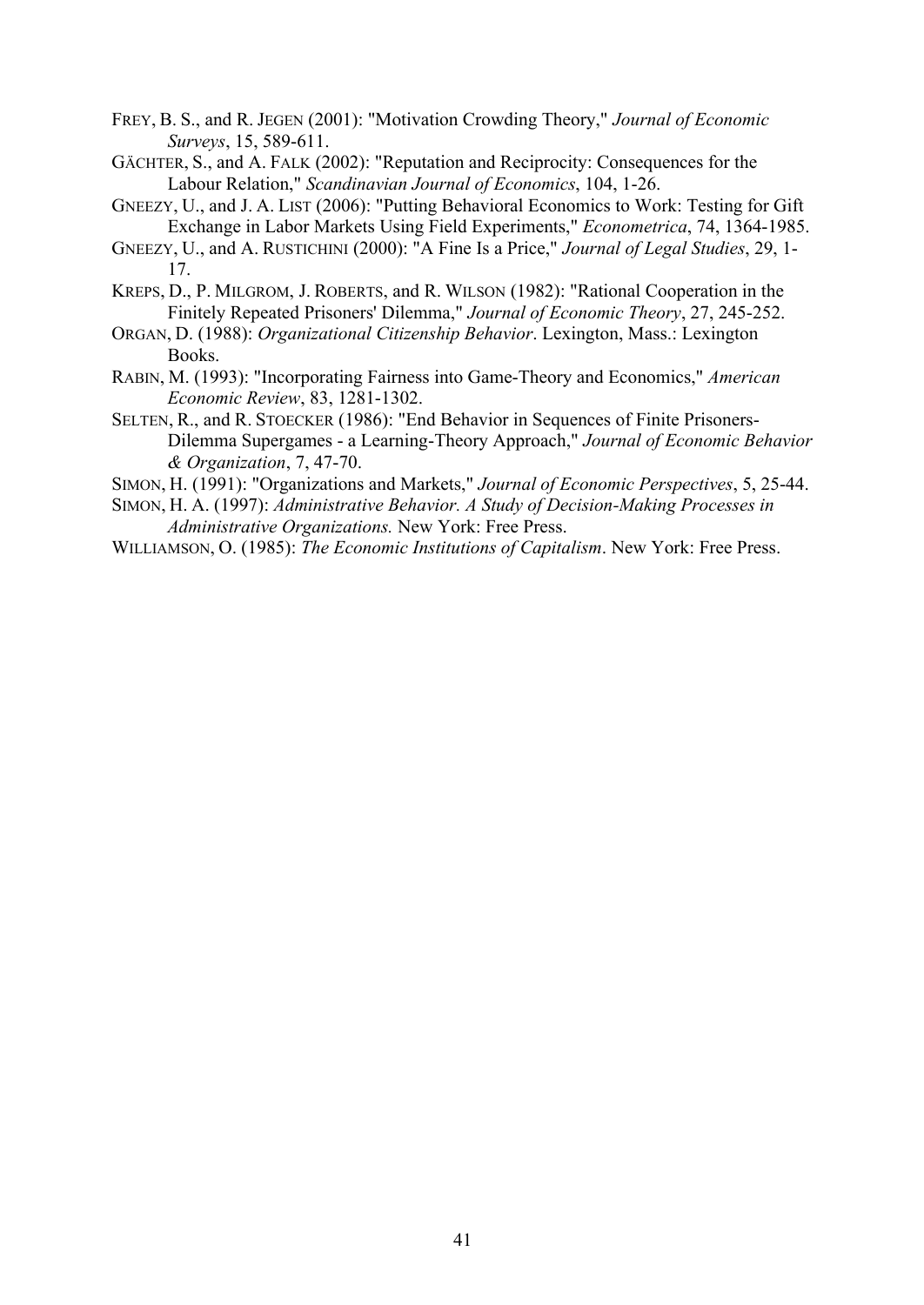FREY, B. S., and R. JEGEN (2001): "Motivation Crowding Theory," *Journal of Economic Surveys*, 15, 589-611.

GÄCHTER, S., and A. FALK (2002): "Reputation and Reciprocity: Consequences for the Labour Relation," *Scandinavian Journal of Economics*, 104, 1-26.

GNEEZY, U., and J. A. LIST (2006): "Putting Behavioral Economics to Work: Testing for Gift Exchange in Labor Markets Using Field Experiments," *Econometrica*, 74, 1364-1985.

GNEEZY, U., and A. RUSTICHINI (2000): "A Fine Is a Price," *Journal of Legal Studies*, 29, 1-17.

KREPS, D., P. MILGROM, J. ROBERTS, and R. WILSON (1982): "Rational Cooperation in the Finitely Repeated Prisoners' Dilemma," *Journal of Economic Theory*, 27, 245-252.

ORGAN, D. (1988): *Organizational Citizenship Behavior*. Lexington, Mass.: Lexington Books.

RABIN, M. (1993): "Incorporating Fairness into Game-Theory and Economics," *American Economic Review*, 83, 1281-1302.

SELTEN, R., and R. STOECKER (1986): "End Behavior in Sequences of Finite Prisoners-Dilemma Supergames - a Learning-Theory Approach," *Journal of Economic Behavior & Organization*, 7, 47-70.

SIMON, H. (1991): "Organizations and Markets," *Journal of Economic Perspectives*, 5, 25-44.

SIMON, H. A. (1997): *Administrative Behavior. A Study of Decision-Making Processes in Administrative Organizations.* New York: Free Press.

WILLIAMSON, O. (1985): *The Economic Institutions of Capitalism*. New York: Free Press.